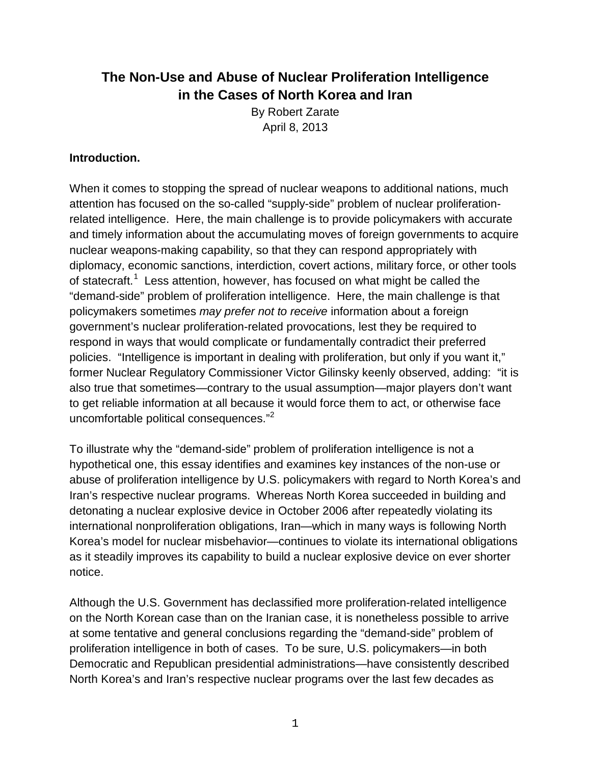# The Non-Use and Abuse of Nuclear Proliferation Intelligence in the Cases of North Korea and Iran

By Robert Zarate
April 8, 2013

**Introduction.**

When it comes to stopping the spread of nuclear weapons to additional nations, much attention has focused on the so-called "supply-side" problem of nuclear proliferation-related intelligence. Here, the main challenge is to provide policymakers with accurate and timely information about the accumulating moves of foreign governments to acquire nuclear weapons-making capability, so that they can respond appropriately with diplomacy, economic sanctions, interdiction, covert actions, military force, or other tools of statecraft.[1] Less attention, however, has focused on what might be called the "demand-side" problem of proliferation intelligence. Here, the main challenge is that policymakers sometimes *may prefer not to receive* information about a foreign government's nuclear proliferation-related provocations, lest they be required to respond in ways that would complicate or fundamentally contradict their preferred policies. "Intelligence is important in dealing with proliferation, but only if you want it," former Nuclear Regulatory Commissioner Victor Gilinsky keenly observed, adding: "it is also true that sometimes—contrary to the usual assumption—major players don't want to get reliable information at all because it would force them to act, or otherwise face uncomfortable political consequences."[2]

To illustrate why the "demand-side" problem of proliferation intelligence is not a hypothetical one, this essay identifies and examines key instances of the non-use or abuse of proliferation intelligence by U.S. policymakers with regard to North Korea's and Iran's respective nuclear programs. Whereas North Korea succeeded in building and detonating a nuclear explosive device in October 2006 after repeatedly violating its international nonproliferation obligations, Iran—which in many ways is following North Korea's model for nuclear misbehavior—continues to violate its international obligations as it steadily improves its capability to build a nuclear explosive device on ever shorter notice.

Although the U.S. Government has declassified more proliferation-related intelligence on the North Korean case than on the Iranian case, it is nonetheless possible to arrive at some tentative and general conclusions regarding the "demand-side" problem of proliferation intelligence in both of cases. To be sure, U.S. policymakers—in both Democratic and Republican presidential administrations—have consistently described North Korea's and Iran's respective nuclear programs over the last few decades as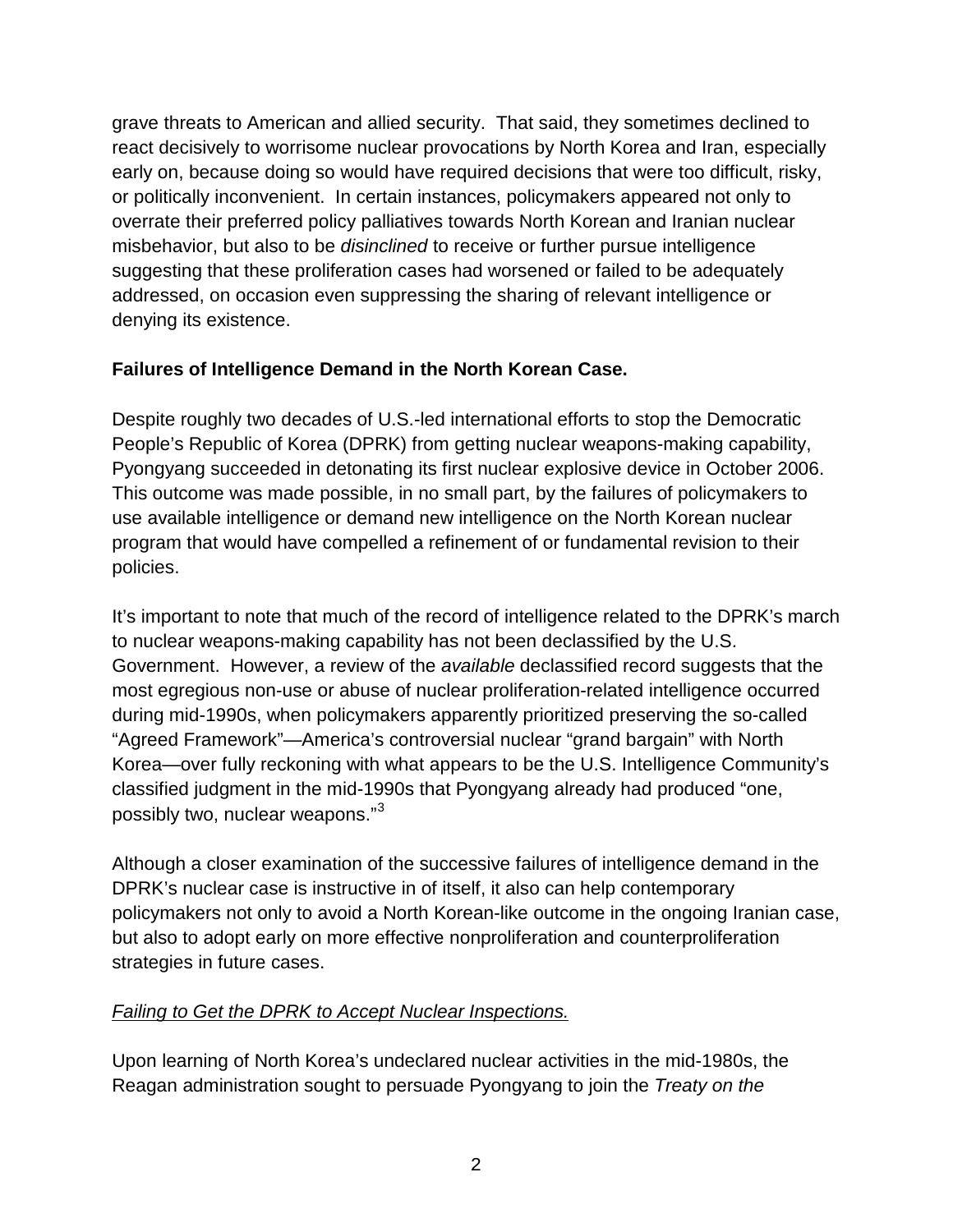grave threats to American and allied security. That said, they sometimes declined to react decisively to worrisome nuclear provocations by North Korea and Iran, especially early on, because doing so would have required decisions that were too difficult, risky, or politically inconvenient. In certain instances, policymakers appeared not only to overrate their preferred policy palliatives towards North Korean and Iranian nuclear misbehavior, but also to be *disinclined* to receive or further pursue intelligence suggesting that these proliferation cases had worsened or failed to be adequately addressed, on occasion even suppressing the sharing of relevant intelligence or denying its existence.

**Failures of Intelligence Demand in the North Korean Case.**

Despite roughly two decades of U.S.-led international efforts to stop the Democratic People's Republic of Korea (DPRK) from getting nuclear weapons-making capability, Pyongyang succeeded in detonating its first nuclear explosive device in October 2006. This outcome was made possible, in no small part, by the failures of policymakers to use available intelligence or demand new intelligence on the North Korean nuclear program that would have compelled a refinement of or fundamental revision to their policies.

It's important to note that much of the record of intelligence related to the DPRK's march to nuclear weapons-making capability has not been declassified by the U.S. Government. However, a review of the *available* declassified record suggests that the most egregious non-use or abuse of nuclear proliferation-related intelligence occurred during mid-1990s, when policymakers apparently prioritized preserving the so-called "Agreed Framework"—America's controversial nuclear "grand bargain" with North Korea—over fully reckoning with what appears to be the U.S. Intelligence Community's classified judgment in the mid-1990s that Pyongyang already had produced "one, possibly two, nuclear weapons."[3]

Although a closer examination of the successive failures of intelligence demand in the DPRK's nuclear case is instructive in of itself, it also can help contemporary policymakers not only to avoid a North Korean-like outcome in the ongoing Iranian case, but also to adopt early on more effective nonproliferation and counterproliferation strategies in future cases.

*Failing to Get the DPRK to Accept Nuclear Inspections.*

Upon learning of North Korea's undeclared nuclear activities in the mid-1980s, the Reagan administration sought to persuade Pyongyang to join the *Treaty on the*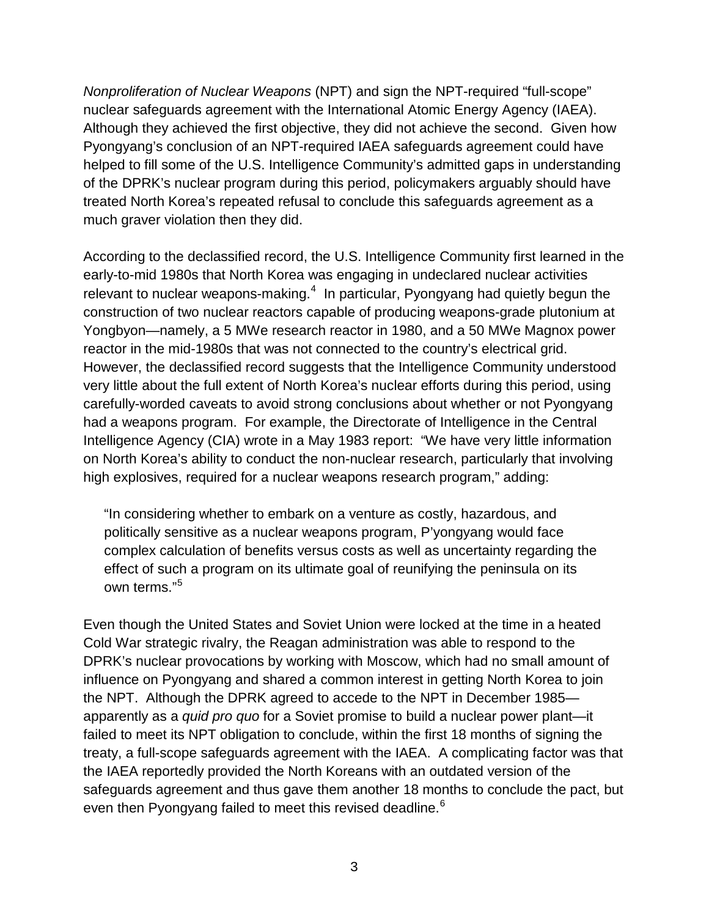*Nonproliferation of Nuclear Weapons* (NPT) and sign the NPT-required "full-scope" nuclear safeguards agreement with the International Atomic Energy Agency (IAEA). Although they achieved the first objective, they did not achieve the second. Given how Pyongyang's conclusion of an NPT-required IAEA safeguards agreement could have helped to fill some of the U.S. Intelligence Community's admitted gaps in understanding of the DPRK's nuclear program during this period, policymakers arguably should have treated North Korea's repeated refusal to conclude this safeguards agreement as a much graver violation then they did.

According to the declassified record, the U.S. Intelligence Community first learned in the early-to-mid 1980s that North Korea was engaging in undeclared nuclear activities relevant to nuclear weapons-making.[4] In particular, Pyongyang had quietly begun the construction of two nuclear reactors capable of producing weapons-grade plutonium at Yongbyon—namely, a 5 MWe research reactor in 1980, and a 50 MWe Magnox power reactor in the mid-1980s that was not connected to the country's electrical grid. However, the declassified record suggests that the Intelligence Community understood very little about the full extent of North Korea's nuclear efforts during this period, using carefully-worded caveats to avoid strong conclusions about whether or not Pyongyang had a weapons program. For example, the Directorate of Intelligence in the Central Intelligence Agency (CIA) wrote in a May 1983 report: "We have very little information on North Korea's ability to conduct the non-nuclear research, particularly that involving high explosives, required for a nuclear weapons research program," adding:

> "In considering whether to embark on a venture as costly, hazardous, and politically sensitive as a nuclear weapons program, P'yongyang would face complex calculation of benefits versus costs as well as uncertainty regarding the effect of such a program on its ultimate goal of reunifying the peninsula on its own terms."[5]

Even though the United States and Soviet Union were locked at the time in a heated Cold War strategic rivalry, the Reagan administration was able to respond to the DPRK's nuclear provocations by working with Moscow, which had no small amount of influence on Pyongyang and shared a common interest in getting North Korea to join the NPT. Although the DPRK agreed to accede to the NPT in December 1985—apparently as a *quid pro quo* for a Soviet promise to build a nuclear power plant—it failed to meet its NPT obligation to conclude, within the first 18 months of signing the treaty, a full-scope safeguards agreement with the IAEA. A complicating factor was that the IAEA reportedly provided the North Koreans with an outdated version of the safeguards agreement and thus gave them another 18 months to conclude the pact, but even then Pyongyang failed to meet this revised deadline.[6]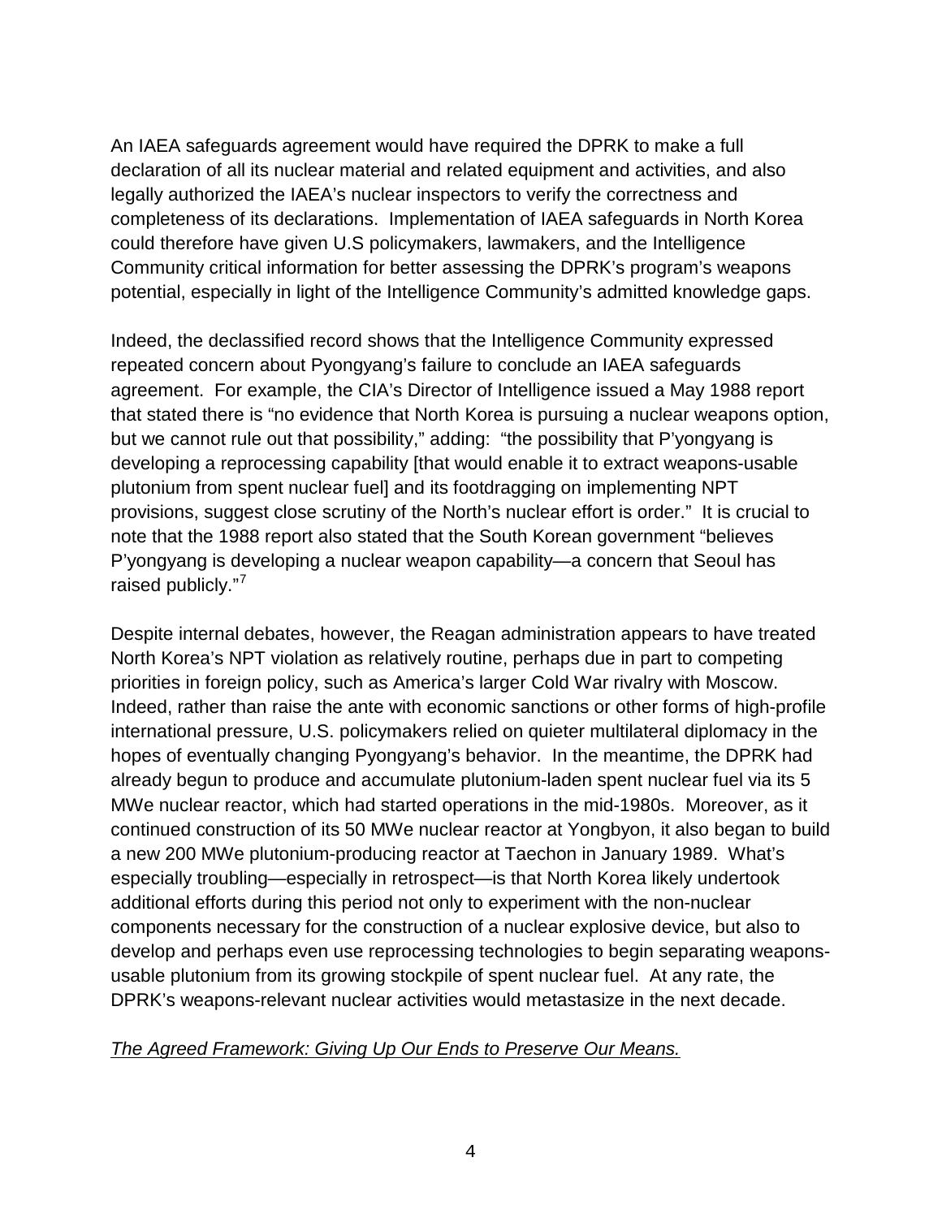An IAEA safeguards agreement would have required the DPRK to make a full declaration of all its nuclear material and related equipment and activities, and also legally authorized the IAEA's nuclear inspectors to verify the correctness and completeness of its declarations. Implementation of IAEA safeguards in North Korea could therefore have given U.S policymakers, lawmakers, and the Intelligence Community critical information for better assessing the DPRK's program's weapons potential, especially in light of the Intelligence Community's admitted knowledge gaps.

Indeed, the declassified record shows that the Intelligence Community expressed repeated concern about Pyongyang's failure to conclude an IAEA safeguards agreement. For example, the CIA's Director of Intelligence issued a May 1988 report that stated there is "no evidence that North Korea is pursuing a nuclear weapons option, but we cannot rule out that possibility," adding: "the possibility that P'yongyang is developing a reprocessing capability [that would enable it to extract weapons-usable plutonium from spent nuclear fuel] and its footdragging on implementing NPT provisions, suggest close scrutiny of the North's nuclear effort is order." It is crucial to note that the 1988 report also stated that the South Korean government "believes P'yongyang is developing a nuclear weapon capability—a concern that Seoul has raised publicly."[7]

Despite internal debates, however, the Reagan administration appears to have treated North Korea's NPT violation as relatively routine, perhaps due in part to competing priorities in foreign policy, such as America's larger Cold War rivalry with Moscow. Indeed, rather than raise the ante with economic sanctions or other forms of high-profile international pressure, U.S. policymakers relied on quieter multilateral diplomacy in the hopes of eventually changing Pyongyang's behavior. In the meantime, the DPRK had already begun to produce and accumulate plutonium-laden spent nuclear fuel via its 5 MWe nuclear reactor, which had started operations in the mid-1980s. Moreover, as it continued construction of its 50 MWe nuclear reactor at Yongbyon, it also began to build a new 200 MWe plutonium-producing reactor at Taechon in January 1989. What's especially troubling—especially in retrospect—is that North Korea likely undertook additional efforts during this period not only to experiment with the non-nuclear components necessary for the construction of a nuclear explosive device, but also to develop and perhaps even use reprocessing technologies to begin separating weapons-usable plutonium from its growing stockpile of spent nuclear fuel. At any rate, the DPRK's weapons-relevant nuclear activities would metastasize in the next decade.

*The Agreed Framework: Giving Up Our Ends to Preserve Our Means.*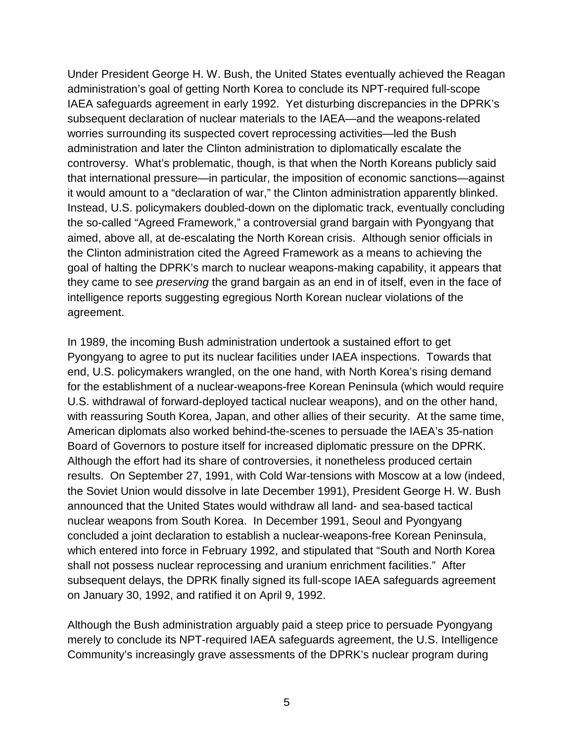Under President George H. W. Bush, the United States eventually achieved the Reagan administration's goal of getting North Korea to conclude its NPT-required full-scope IAEA safeguards agreement in early 1992. Yet disturbing discrepancies in the DPRK's subsequent declaration of nuclear materials to the IAEA—and the weapons-related worries surrounding its suspected covert reprocessing activities—led the Bush administration and later the Clinton administration to diplomatically escalate the controversy. What's problematic, though, is that when the North Koreans publicly said that international pressure—in particular, the imposition of economic sanctions—against it would amount to a "declaration of war," the Clinton administration apparently blinked. Instead, U.S. policymakers doubled-down on the diplomatic track, eventually concluding the so-called "Agreed Framework," a controversial grand bargain with Pyongyang that aimed, above all, at de-escalating the North Korean crisis. Although senior officials in the Clinton administration cited the Agreed Framework as a means to achieving the goal of halting the DPRK's march to nuclear weapons-making capability, it appears that they came to see *preserving* the grand bargain as an end in of itself, even in the face of intelligence reports suggesting egregious North Korean nuclear violations of the agreement.

In 1989, the incoming Bush administration undertook a sustained effort to get Pyongyang to agree to put its nuclear facilities under IAEA inspections. Towards that end, U.S. policymakers wrangled, on the one hand, with North Korea's rising demand for the establishment of a nuclear-weapons-free Korean Peninsula (which would require U.S. withdrawal of forward-deployed tactical nuclear weapons), and on the other hand, with reassuring South Korea, Japan, and other allies of their security. At the same time, American diplomats also worked behind-the-scenes to persuade the IAEA's 35-nation Board of Governors to posture itself for increased diplomatic pressure on the DPRK. Although the effort had its share of controversies, it nonetheless produced certain results. On September 27, 1991, with Cold War-tensions with Moscow at a low (indeed, the Soviet Union would dissolve in late December 1991), President George H. W. Bush announced that the United States would withdraw all land- and sea-based tactical nuclear weapons from South Korea. In December 1991, Seoul and Pyongyang concluded a joint declaration to establish a nuclear-weapons-free Korean Peninsula, which entered into force in February 1992, and stipulated that "South and North Korea shall not possess nuclear reprocessing and uranium enrichment facilities." After subsequent delays, the DPRK finally signed its full-scope IAEA safeguards agreement on January 30, 1992, and ratified it on April 9, 1992.

Although the Bush administration arguably paid a steep price to persuade Pyongyang merely to conclude its NPT-required IAEA safeguards agreement, the U.S. Intelligence Community's increasingly grave assessments of the DPRK's nuclear program during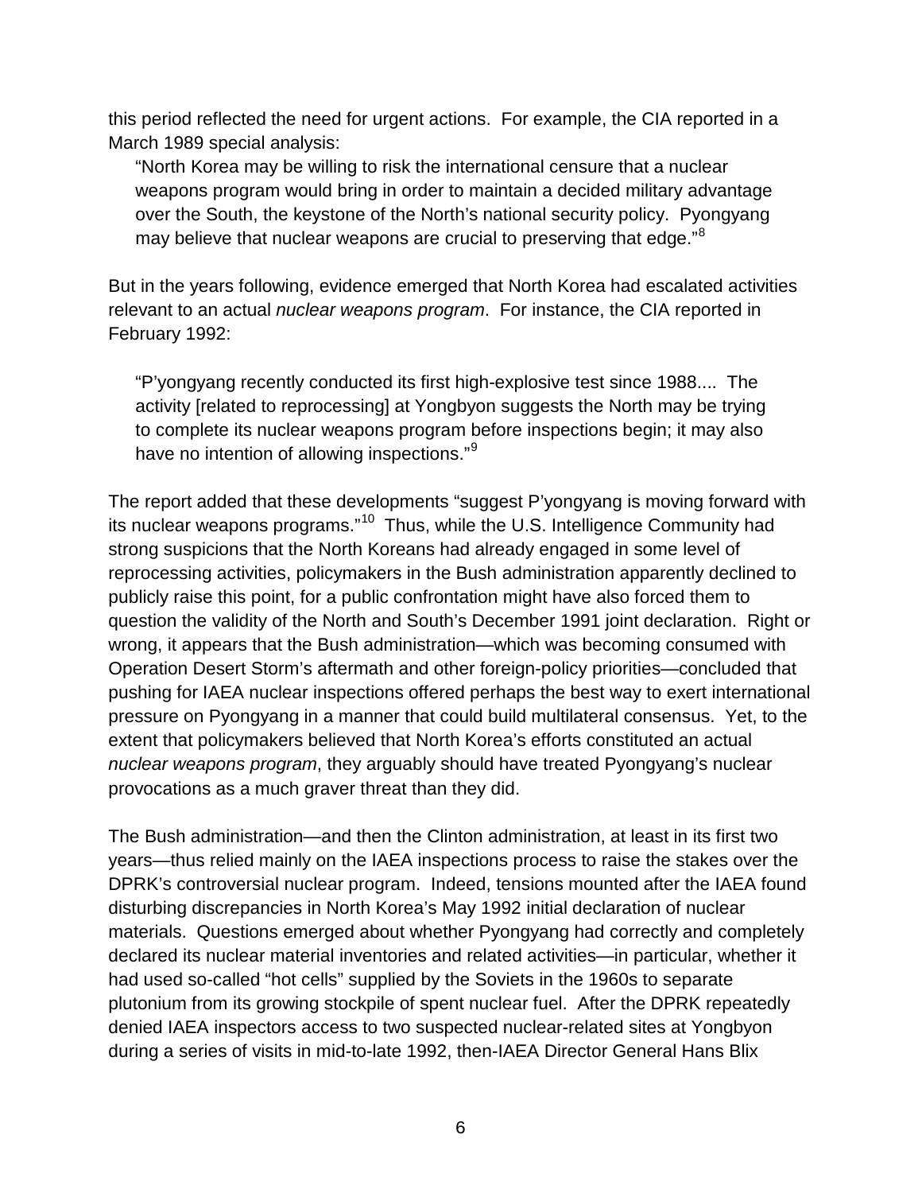this period reflected the need for urgent actions. For example, the CIA reported in a March 1989 special analysis:

> "North Korea may be willing to risk the international censure that a nuclear weapons program would bring in order to maintain a decided military advantage over the South, the keystone of the North's national security policy. Pyongyang may believe that nuclear weapons are crucial to preserving that edge."[8]

But in the years following, evidence emerged that North Korea had escalated activities relevant to an actual *nuclear weapons program*. For instance, the CIA reported in February 1992:

> "P'yongyang recently conducted its first high-explosive test since 1988.... The activity [related to reprocessing] at Yongbyon suggests the North may be trying to complete its nuclear weapons program before inspections begin; it may also have no intention of allowing inspections."[9]

The report added that these developments "suggest P'yongyang is moving forward with its nuclear weapons programs."[10] Thus, while the U.S. Intelligence Community had strong suspicions that the North Koreans had already engaged in some level of reprocessing activities, policymakers in the Bush administration apparently declined to publicly raise this point, for a public confrontation might have also forced them to question the validity of the North and South's December 1991 joint declaration. Right or wrong, it appears that the Bush administration—which was becoming consumed with Operation Desert Storm's aftermath and other foreign-policy priorities—concluded that pushing for IAEA nuclear inspections offered perhaps the best way to exert international pressure on Pyongyang in a manner that could build multilateral consensus. Yet, to the extent that policymakers believed that North Korea's efforts constituted an actual *nuclear weapons program*, they arguably should have treated Pyongyang's nuclear provocations as a much graver threat than they did.

The Bush administration—and then the Clinton administration, at least in its first two years—thus relied mainly on the IAEA inspections process to raise the stakes over the DPRK's controversial nuclear program. Indeed, tensions mounted after the IAEA found disturbing discrepancies in North Korea's May 1992 initial declaration of nuclear materials. Questions emerged about whether Pyongyang had correctly and completely declared its nuclear material inventories and related activities—in particular, whether it had used so-called "hot cells" supplied by the Soviets in the 1960s to separate plutonium from its growing stockpile of spent nuclear fuel. After the DPRK repeatedly denied IAEA inspectors access to two suspected nuclear-related sites at Yongbyon during a series of visits in mid-to-late 1992, then-IAEA Director General Hans Blix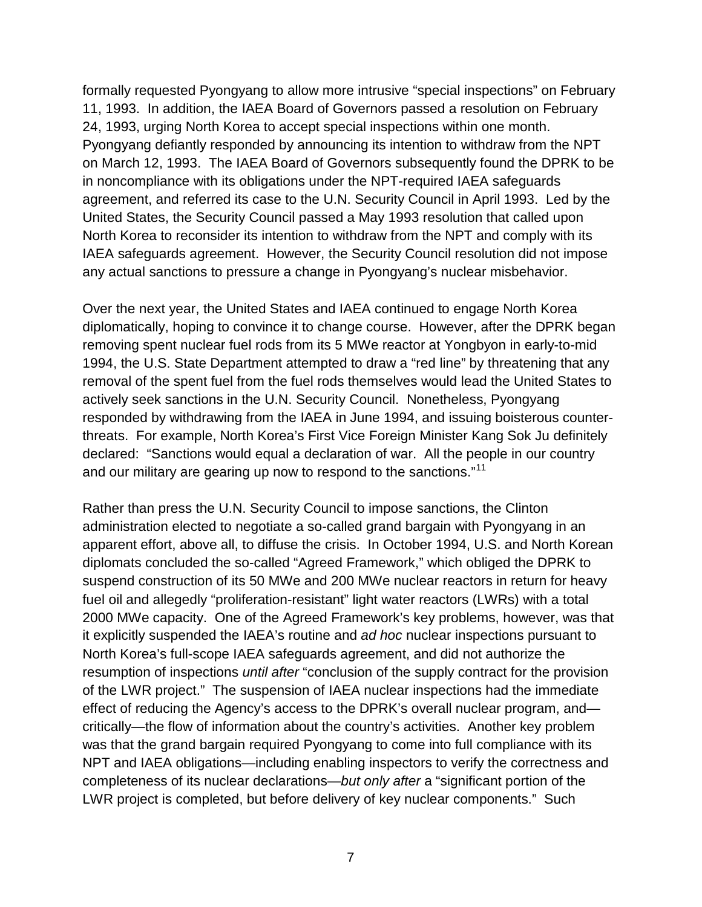formally requested Pyongyang to allow more intrusive "special inspections" on February 11, 1993. In addition, the IAEA Board of Governors passed a resolution on February 24, 1993, urging North Korea to accept special inspections within one month. Pyongyang defiantly responded by announcing its intention to withdraw from the NPT on March 12, 1993. The IAEA Board of Governors subsequently found the DPRK to be in noncompliance with its obligations under the NPT-required IAEA safeguards agreement, and referred its case to the U.N. Security Council in April 1993. Led by the United States, the Security Council passed a May 1993 resolution that called upon North Korea to reconsider its intention to withdraw from the NPT and comply with its IAEA safeguards agreement. However, the Security Council resolution did not impose any actual sanctions to pressure a change in Pyongyang's nuclear misbehavior.

Over the next year, the United States and IAEA continued to engage North Korea diplomatically, hoping to convince it to change course. However, after the DPRK began removing spent nuclear fuel rods from its 5 MWe reactor at Yongbyon in early-to-mid 1994, the U.S. State Department attempted to draw a "red line" by threatening that any removal of the spent fuel from the fuel rods themselves would lead the United States to actively seek sanctions in the U.N. Security Council. Nonetheless, Pyongyang responded by withdrawing from the IAEA in June 1994, and issuing boisterous counter-threats. For example, North Korea's First Vice Foreign Minister Kang Sok Ju definitely declared: "Sanctions would equal a declaration of war. All the people in our country and our military are gearing up now to respond to the sanctions."[11]

Rather than press the U.N. Security Council to impose sanctions, the Clinton administration elected to negotiate a so-called grand bargain with Pyongyang in an apparent effort, above all, to diffuse the crisis. In October 1994, U.S. and North Korean diplomats concluded the so-called "Agreed Framework," which obliged the DPRK to suspend construction of its 50 MWe and 200 MWe nuclear reactors in return for heavy fuel oil and allegedly "proliferation-resistant" light water reactors (LWRs) with a total 2000 MWe capacity. One of the Agreed Framework's key problems, however, was that it explicitly suspended the IAEA's routine and *ad hoc* nuclear inspections pursuant to North Korea's full-scope IAEA safeguards agreement, and did not authorize the resumption of inspections *until after* "conclusion of the supply contract for the provision of the LWR project." The suspension of IAEA nuclear inspections had the immediate effect of reducing the Agency's access to the DPRK's overall nuclear program, and—critically—the flow of information about the country's activities. Another key problem was that the grand bargain required Pyongyang to come into full compliance with its NPT and IAEA obligations—including enabling inspectors to verify the correctness and completeness of its nuclear declarations—*but only after* a "significant portion of the LWR project is completed, but before delivery of key nuclear components." Such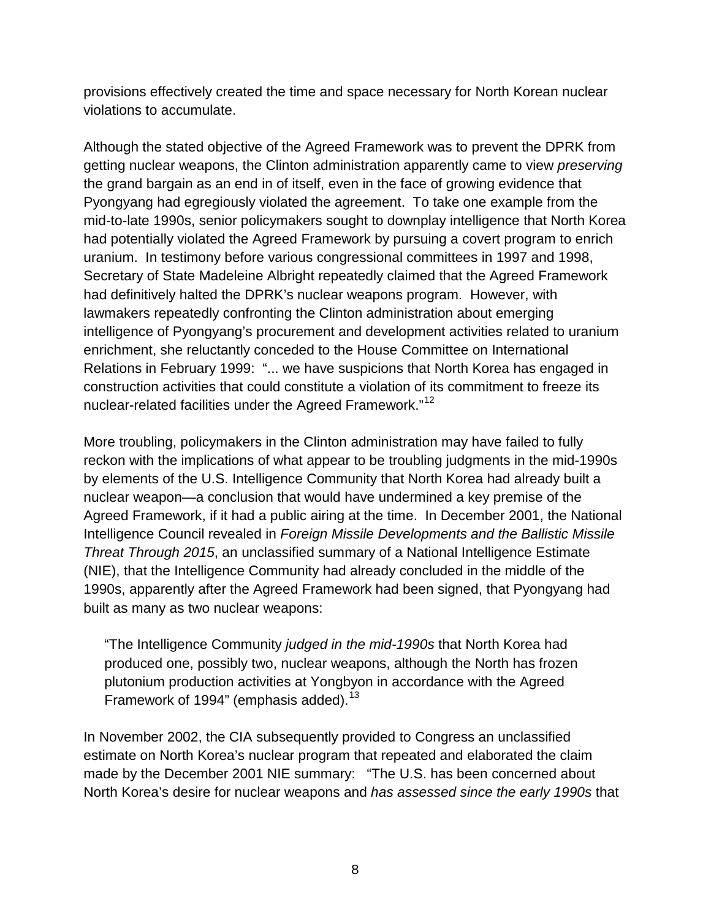provisions effectively created the time and space necessary for North Korean nuclear violations to accumulate.

Although the stated objective of the Agreed Framework was to prevent the DPRK from getting nuclear weapons, the Clinton administration apparently came to view *preserving* the grand bargain as an end in of itself, even in the face of growing evidence that Pyongyang had egregiously violated the agreement. To take one example from the mid-to-late 1990s, senior policymakers sought to downplay intelligence that North Korea had potentially violated the Agreed Framework by pursuing a covert program to enrich uranium. In testimony before various congressional committees in 1997 and 1998, Secretary of State Madeleine Albright repeatedly claimed that the Agreed Framework had definitively halted the DPRK's nuclear weapons program. However, with lawmakers repeatedly confronting the Clinton administration about emerging intelligence of Pyongyang's procurement and development activities related to uranium enrichment, she reluctantly conceded to the House Committee on International Relations in February 1999: "... we have suspicions that North Korea has engaged in construction activities that could constitute a violation of its commitment to freeze its nuclear-related facilities under the Agreed Framework."[12]

More troubling, policymakers in the Clinton administration may have failed to fully reckon with the implications of what appear to be troubling judgments in the mid-1990s by elements of the U.S. Intelligence Community that North Korea had already built a nuclear weapon—a conclusion that would have undermined a key premise of the Agreed Framework, if it had a public airing at the time. In December 2001, the National Intelligence Council revealed in *Foreign Missile Developments and the Ballistic Missile Threat Through 2015*, an unclassified summary of a National Intelligence Estimate (NIE), that the Intelligence Community had already concluded in the middle of the 1990s, apparently after the Agreed Framework had been signed, that Pyongyang had built as many as two nuclear weapons:

> "The Intelligence Community *judged in the mid-1990s* that North Korea had produced one, possibly two, nuclear weapons, although the North has frozen plutonium production activities at Yongbyon in accordance with the Agreed Framework of 1994" (emphasis added).[13]

In November 2002, the CIA subsequently provided to Congress an unclassified estimate on North Korea's nuclear program that repeated and elaborated the claim made by the December 2001 NIE summary: "The U.S. has been concerned about North Korea's desire for nuclear weapons and *has assessed since the early 1990s* that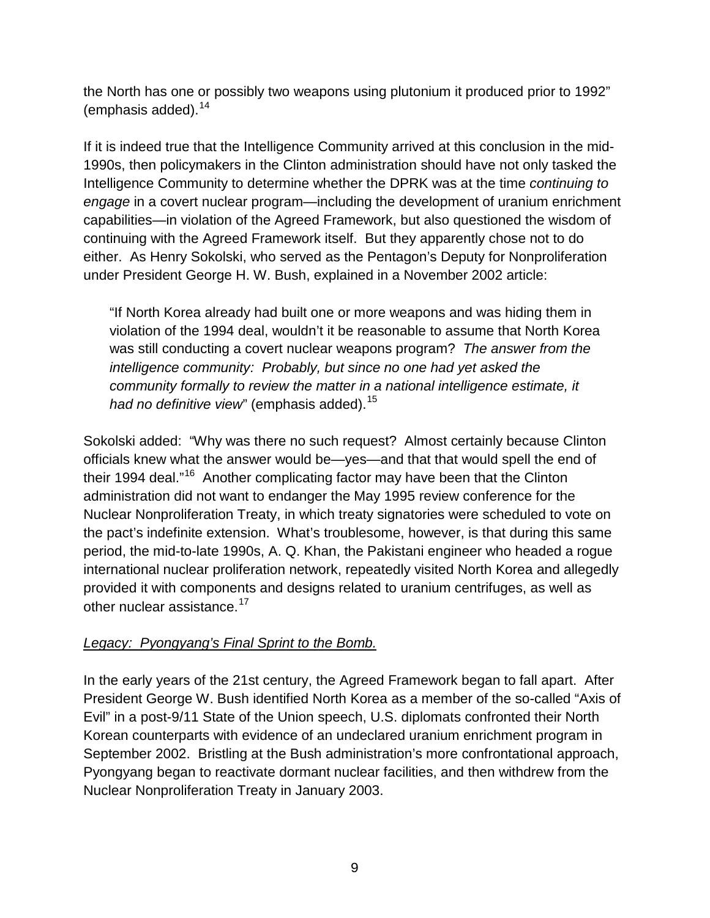the North has one or possibly two weapons using plutonium it produced prior to 1992" (emphasis added).[14]

If it is indeed true that the Intelligence Community arrived at this conclusion in the mid-1990s, then policymakers in the Clinton administration should have not only tasked the Intelligence Community to determine whether the DPRK was at the time *continuing to engage* in a covert nuclear program—including the development of uranium enrichment capabilities—in violation of the Agreed Framework, but also questioned the wisdom of continuing with the Agreed Framework itself. But they apparently chose not to do either. As Henry Sokolski, who served as the Pentagon's Deputy for Nonproliferation under President George H. W. Bush, explained in a November 2002 article:

> "If North Korea already had built one or more weapons and was hiding them in violation of the 1994 deal, wouldn't it be reasonable to assume that North Korea was still conducting a covert nuclear weapons program? *The answer from the intelligence community: Probably, but since no one had yet asked the community formally to review the matter in a national intelligence estimate, it had no definitive view*" (emphasis added).[15]

Sokolski added: "Why was there no such request? Almost certainly because Clinton officials knew what the answer would be—yes—and that that would spell the end of their 1994 deal."[16] Another complicating factor may have been that the Clinton administration did not want to endanger the May 1995 review conference for the Nuclear Nonproliferation Treaty, in which treaty signatories were scheduled to vote on the pact's indefinite extension. What's troublesome, however, is that during this same period, the mid-to-late 1990s, A. Q. Khan, the Pakistani engineer who headed a rogue international nuclear proliferation network, repeatedly visited North Korea and allegedly provided it with components and designs related to uranium centrifuges, as well as other nuclear assistance.[17]

*Legacy: Pyongyang's Final Sprint to the Bomb.*

In the early years of the 21st century, the Agreed Framework began to fall apart. After President George W. Bush identified North Korea as a member of the so-called "Axis of Evil" in a post-9/11 State of the Union speech, U.S. diplomats confronted their North Korean counterparts with evidence of an undeclared uranium enrichment program in September 2002. Bristling at the Bush administration's more confrontational approach, Pyongyang began to reactivate dormant nuclear facilities, and then withdrew from the Nuclear Nonproliferation Treaty in January 2003.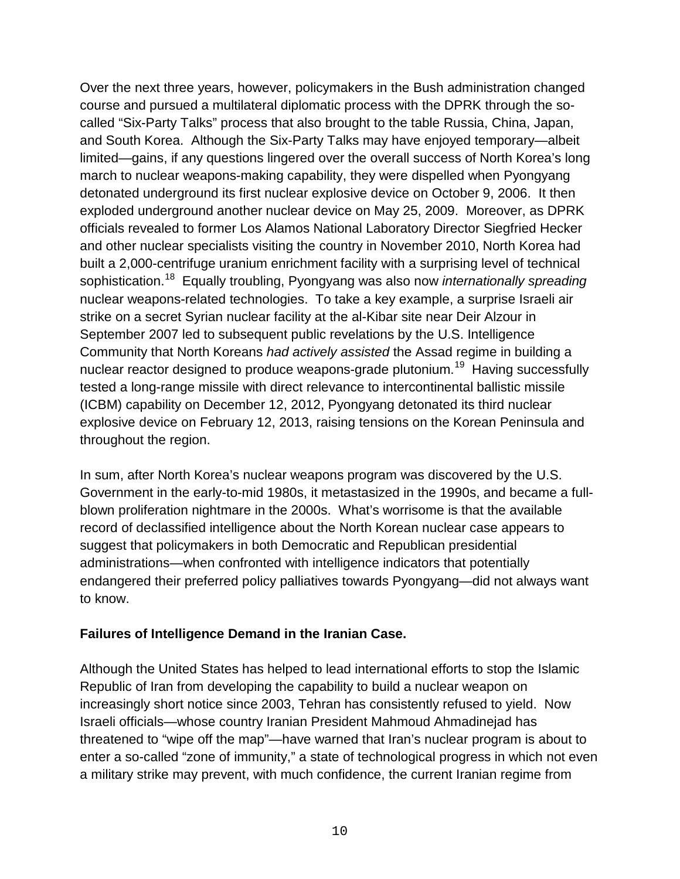Over the next three years, however, policymakers in the Bush administration changed course and pursued a multilateral diplomatic process with the DPRK through the so-called "Six-Party Talks" process that also brought to the table Russia, China, Japan, and South Korea. Although the Six-Party Talks may have enjoyed temporary—albeit limited—gains, if any questions lingered over the overall success of North Korea's long march to nuclear weapons-making capability, they were dispelled when Pyongyang detonated underground its first nuclear explosive device on October 9, 2006. It then exploded underground another nuclear device on May 25, 2009. Moreover, as DPRK officials revealed to former Los Alamos National Laboratory Director Siegfried Hecker and other nuclear specialists visiting the country in November 2010, North Korea had built a 2,000-centrifuge uranium enrichment facility with a surprising level of technical sophistication.[18] Equally troubling, Pyongyang was also now *internationally spreading* nuclear weapons-related technologies. To take a key example, a surprise Israeli air strike on a secret Syrian nuclear facility at the al-Kibar site near Deir Alzour in September 2007 led to subsequent public revelations by the U.S. Intelligence Community that North Koreans *had actively assisted* the Assad regime in building a nuclear reactor designed to produce weapons-grade plutonium.[19] Having successfully tested a long-range missile with direct relevance to intercontinental ballistic missile (ICBM) capability on December 12, 2012, Pyongyang detonated its third nuclear explosive device on February 12, 2013, raising tensions on the Korean Peninsula and throughout the region.

In sum, after North Korea's nuclear weapons program was discovered by the U.S. Government in the early-to-mid 1980s, it metastasized in the 1990s, and became a full-blown proliferation nightmare in the 2000s. What's worrisome is that the available record of declassified intelligence about the North Korean nuclear case appears to suggest that policymakers in both Democratic and Republican presidential administrations—when confronted with intelligence indicators that potentially endangered their preferred policy palliatives towards Pyongyang—did not always want to know.

**Failures of Intelligence Demand in the Iranian Case.**

Although the United States has helped to lead international efforts to stop the Islamic Republic of Iran from developing the capability to build a nuclear weapon on increasingly short notice since 2003, Tehran has consistently refused to yield. Now Israeli officials—whose country Iranian President Mahmoud Ahmadinejad has threatened to "wipe off the map"—have warned that Iran's nuclear program is about to enter a so-called "zone of immunity," a state of technological progress in which not even a military strike may prevent, with much confidence, the current Iranian regime from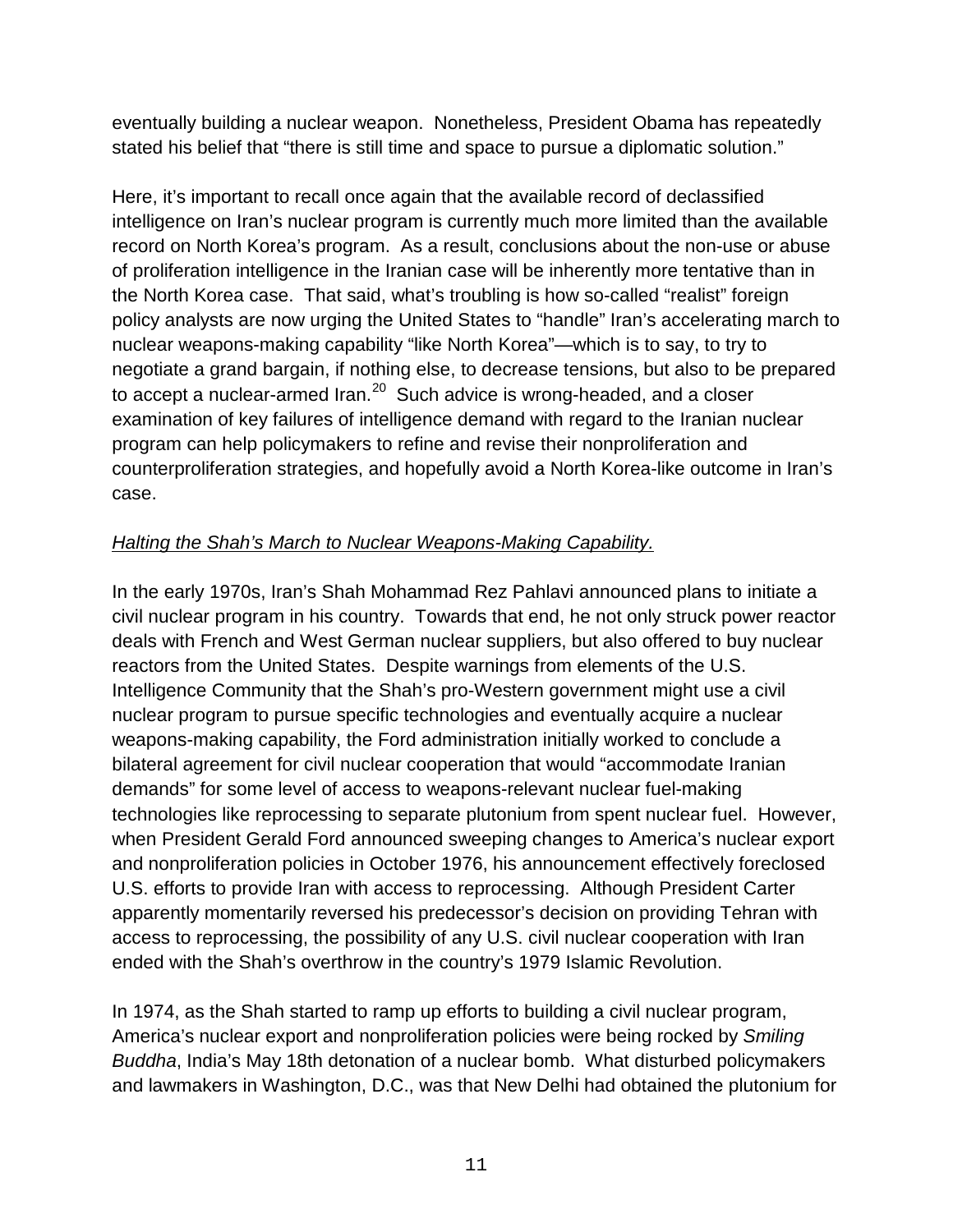eventually building a nuclear weapon. Nonetheless, President Obama has repeatedly stated his belief that "there is still time and space to pursue a diplomatic solution."

Here, it's important to recall once again that the available record of declassified intelligence on Iran's nuclear program is currently much more limited than the available record on North Korea's program. As a result, conclusions about the non-use or abuse of proliferation intelligence in the Iranian case will be inherently more tentative than in the North Korea case. That said, what's troubling is how so-called "realist" foreign policy analysts are now urging the United States to "handle" Iran's accelerating march to nuclear weapons-making capability "like North Korea"—which is to say, to try to negotiate a grand bargain, if nothing else, to decrease tensions, but also to be prepared to accept a nuclear-armed Iran.[20] Such advice is wrong-headed, and a closer examination of key failures of intelligence demand with regard to the Iranian nuclear program can help policymakers to refine and revise their nonproliferation and counterproliferation strategies, and hopefully avoid a North Korea-like outcome in Iran's case.

*Halting the Shah's March to Nuclear Weapons-Making Capability.*

In the early 1970s, Iran's Shah Mohammad Rez Pahlavi announced plans to initiate a civil nuclear program in his country. Towards that end, he not only struck power reactor deals with French and West German nuclear suppliers, but also offered to buy nuclear reactors from the United States. Despite warnings from elements of the U.S. Intelligence Community that the Shah's pro-Western government might use a civil nuclear program to pursue specific technologies and eventually acquire a nuclear weapons-making capability, the Ford administration initially worked to conclude a bilateral agreement for civil nuclear cooperation that would "accommodate Iranian demands" for some level of access to weapons-relevant nuclear fuel-making technologies like reprocessing to separate plutonium from spent nuclear fuel. However, when President Gerald Ford announced sweeping changes to America's nuclear export and nonproliferation policies in October 1976, his announcement effectively foreclosed U.S. efforts to provide Iran with access to reprocessing. Although President Carter apparently momentarily reversed his predecessor's decision on providing Tehran with access to reprocessing, the possibility of any U.S. civil nuclear cooperation with Iran ended with the Shah's overthrow in the country's 1979 Islamic Revolution.

In 1974, as the Shah started to ramp up efforts to building a civil nuclear program, America's nuclear export and nonproliferation policies were being rocked by *Smiling Buddha*, India's May 18th detonation of a nuclear bomb. What disturbed policymakers and lawmakers in Washington, D.C., was that New Delhi had obtained the plutonium for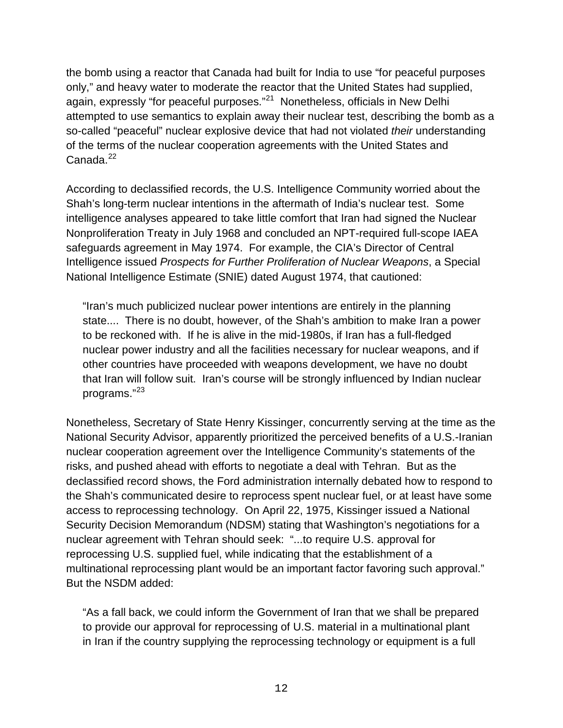the bomb using a reactor that Canada had built for India to use "for peaceful purposes only," and heavy water to moderate the reactor that the United States had supplied, again, expressly "for peaceful purposes."[21] Nonetheless, officials in New Delhi attempted to use semantics to explain away their nuclear test, describing the bomb as a so-called "peaceful" nuclear explosive device that had not violated *their* understanding of the terms of the nuclear cooperation agreements with the United States and Canada.[22]

According to declassified records, the U.S. Intelligence Community worried about the Shah's long-term nuclear intentions in the aftermath of India's nuclear test. Some intelligence analyses appeared to take little comfort that Iran had signed the Nuclear Nonproliferation Treaty in July 1968 and concluded an NPT-required full-scope IAEA safeguards agreement in May 1974. For example, the CIA's Director of Central Intelligence issued *Prospects for Further Proliferation of Nuclear Weapons*, a Special National Intelligence Estimate (SNIE) dated August 1974, that cautioned:

> "Iran's much publicized nuclear power intentions are entirely in the planning state.... There is no doubt, however, of the Shah's ambition to make Iran a power to be reckoned with. If he is alive in the mid-1980s, if Iran has a full-fledged nuclear power industry and all the facilities necessary for nuclear weapons, and if other countries have proceeded with weapons development, we have no doubt that Iran will follow suit. Iran's course will be strongly influenced by Indian nuclear programs."[23]

Nonetheless, Secretary of State Henry Kissinger, concurrently serving at the time as the National Security Advisor, apparently prioritized the perceived benefits of a U.S.-Iranian nuclear cooperation agreement over the Intelligence Community's statements of the risks, and pushed ahead with efforts to negotiate a deal with Tehran. But as the declassified record shows, the Ford administration internally debated how to respond to the Shah's communicated desire to reprocess spent nuclear fuel, or at least have some access to reprocessing technology. On April 22, 1975, Kissinger issued a National Security Decision Memorandum (NDSM) stating that Washington's negotiations for a nuclear agreement with Tehran should seek: "...to require U.S. approval for reprocessing U.S. supplied fuel, while indicating that the establishment of a multinational reprocessing plant would be an important factor favoring such approval." But the NSDM added:

> "As a fall back, we could inform the Government of Iran that we shall be prepared to provide our approval for reprocessing of U.S. material in a multinational plant in Iran if the country supplying the reprocessing technology or equipment is a full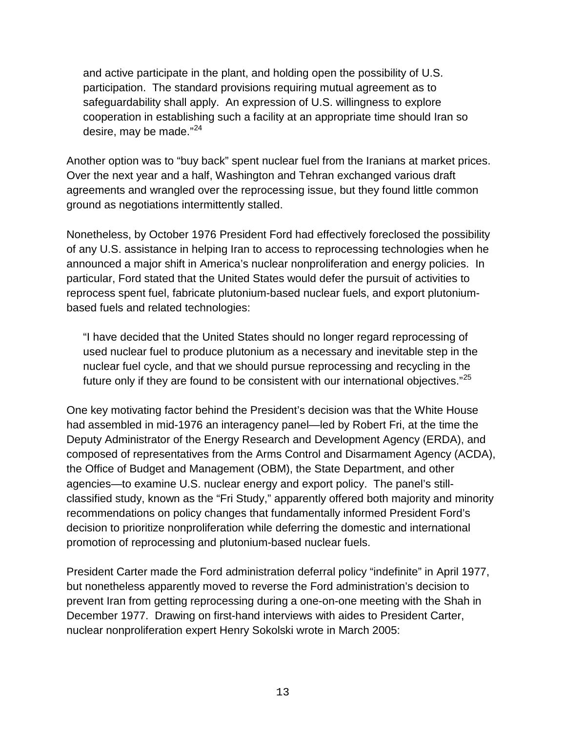> and active participate in the plant, and holding open the possibility of U.S. participation. The standard provisions requiring mutual agreement as to safeguardability shall apply. An expression of U.S. willingness to explore cooperation in establishing such a facility at an appropriate time should Iran so desire, may be made."[24]

Another option was to "buy back" spent nuclear fuel from the Iranians at market prices. Over the next year and a half, Washington and Tehran exchanged various draft agreements and wrangled over the reprocessing issue, but they found little common ground as negotiations intermittently stalled.

Nonetheless, by October 1976 President Ford had effectively foreclosed the possibility of any U.S. assistance in helping Iran to access to reprocessing technologies when he announced a major shift in America's nuclear nonproliferation and energy policies. In particular, Ford stated that the United States would defer the pursuit of activities to reprocess spent fuel, fabricate plutonium-based nuclear fuels, and export plutonium-based fuels and related technologies:

> "I have decided that the United States should no longer regard reprocessing of used nuclear fuel to produce plutonium as a necessary and inevitable step in the nuclear fuel cycle, and that we should pursue reprocessing and recycling in the future only if they are found to be consistent with our international objectives."[25]

One key motivating factor behind the President's decision was that the White House had assembled in mid-1976 an interagency panel—led by Robert Fri, at the time the Deputy Administrator of the Energy Research and Development Agency (ERDA), and composed of representatives from the Arms Control and Disarmament Agency (ACDA), the Office of Budget and Management (OBM), the State Department, and other agencies—to examine U.S. nuclear energy and export policy. The panel's still-classified study, known as the "Fri Study," apparently offered both majority and minority recommendations on policy changes that fundamentally informed President Ford's decision to prioritize nonproliferation while deferring the domestic and international promotion of reprocessing and plutonium-based nuclear fuels.

President Carter made the Ford administration deferral policy "indefinite" in April 1977, but nonetheless apparently moved to reverse the Ford administration's decision to prevent Iran from getting reprocessing during a one-on-one meeting with the Shah in December 1977. Drawing on first-hand interviews with aides to President Carter, nuclear nonproliferation expert Henry Sokolski wrote in March 2005: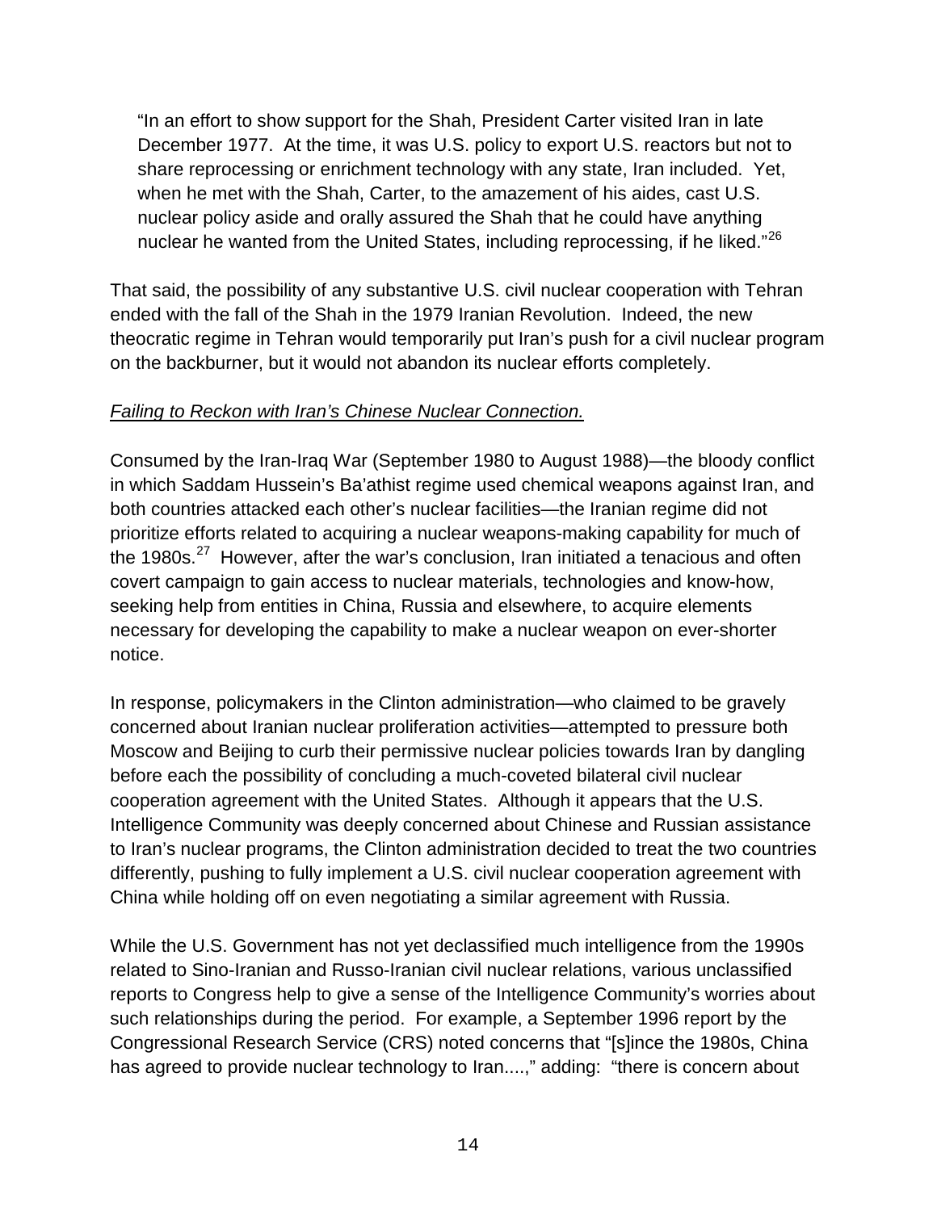> "In an effort to show support for the Shah, President Carter visited Iran in late December 1977. At the time, it was U.S. policy to export U.S. reactors but not to share reprocessing or enrichment technology with any state, Iran included. Yet, when he met with the Shah, Carter, to the amazement of his aides, cast U.S. nuclear policy aside and orally assured the Shah that he could have anything nuclear he wanted from the United States, including reprocessing, if he liked."[26]

That said, the possibility of any substantive U.S. civil nuclear cooperation with Tehran ended with the fall of the Shah in the 1979 Iranian Revolution. Indeed, the new theocratic regime in Tehran would temporarily put Iran's push for a civil nuclear program on the backburner, but it would not abandon its nuclear efforts completely.

*Failing to Reckon with Iran's Chinese Nuclear Connection.*

Consumed by the Iran-Iraq War (September 1980 to August 1988)—the bloody conflict in which Saddam Hussein's Ba'athist regime used chemical weapons against Iran, and both countries attacked each other's nuclear facilities—the Iranian regime did not prioritize efforts related to acquiring a nuclear weapons-making capability for much of the 1980s.[27] However, after the war's conclusion, Iran initiated a tenacious and often covert campaign to gain access to nuclear materials, technologies and know-how, seeking help from entities in China, Russia and elsewhere, to acquire elements necessary for developing the capability to make a nuclear weapon on ever-shorter notice.

In response, policymakers in the Clinton administration—who claimed to be gravely concerned about Iranian nuclear proliferation activities—attempted to pressure both Moscow and Beijing to curb their permissive nuclear policies towards Iran by dangling before each the possibility of concluding a much-coveted bilateral civil nuclear cooperation agreement with the United States. Although it appears that the U.S. Intelligence Community was deeply concerned about Chinese and Russian assistance to Iran's nuclear programs, the Clinton administration decided to treat the two countries differently, pushing to fully implement a U.S. civil nuclear cooperation agreement with China while holding off on even negotiating a similar agreement with Russia.

While the U.S. Government has not yet declassified much intelligence from the 1990s related to Sino-Iranian and Russo-Iranian civil nuclear relations, various unclassified reports to Congress help to give a sense of the Intelligence Community's worries about such relationships during the period. For example, a September 1996 report by the Congressional Research Service (CRS) noted concerns that "[s]ince the 1980s, China has agreed to provide nuclear technology to Iran....," adding: "there is concern about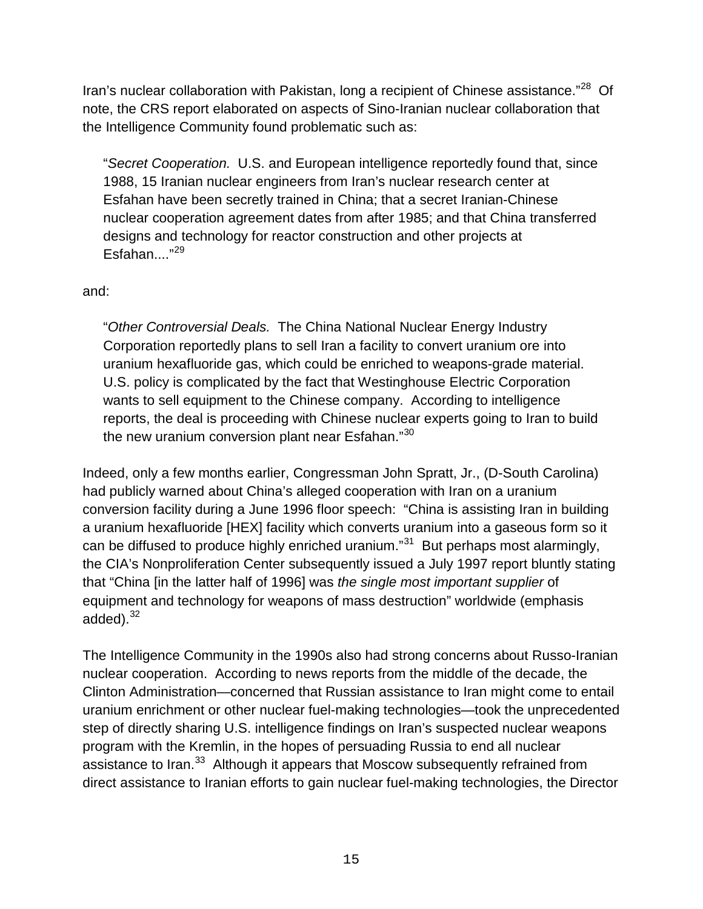Iran's nuclear collaboration with Pakistan, long a recipient of Chinese assistance."[28] Of note, the CRS report elaborated on aspects of Sino-Iranian nuclear collaboration that the Intelligence Community found problematic such as:

> "*Secret Cooperation.* U.S. and European intelligence reportedly found that, since 1988, 15 Iranian nuclear engineers from Iran's nuclear research center at Esfahan have been secretly trained in China; that a secret Iranian-Chinese nuclear cooperation agreement dates from after 1985; and that China transferred designs and technology for reactor construction and other projects at Esfahan...."[29]

and:

> "*Other Controversial Deals.* The China National Nuclear Energy Industry Corporation reportedly plans to sell Iran a facility to convert uranium ore into uranium hexafluoride gas, which could be enriched to weapons-grade material. U.S. policy is complicated by the fact that Westinghouse Electric Corporation wants to sell equipment to the Chinese company. According to intelligence reports, the deal is proceeding with Chinese nuclear experts going to Iran to build the new uranium conversion plant near Esfahan."[30]

Indeed, only a few months earlier, Congressman John Spratt, Jr., (D-South Carolina) had publicly warned about China's alleged cooperation with Iran on a uranium conversion facility during a June 1996 floor speech: "China is assisting Iran in building a uranium hexafluoride [HEX] facility which converts uranium into a gaseous form so it can be diffused to produce highly enriched uranium."[31] But perhaps most alarmingly, the CIA's Nonproliferation Center subsequently issued a July 1997 report bluntly stating that "China [in the latter half of 1996] was *the single most important supplier* of equipment and technology for weapons of mass destruction" worldwide (emphasis added).[32]

The Intelligence Community in the 1990s also had strong concerns about Russo-Iranian nuclear cooperation. According to news reports from the middle of the decade, the Clinton Administration—concerned that Russian assistance to Iran might come to entail uranium enrichment or other nuclear fuel-making technologies—took the unprecedented step of directly sharing U.S. intelligence findings on Iran's suspected nuclear weapons program with the Kremlin, in the hopes of persuading Russia to end all nuclear assistance to Iran.[33] Although it appears that Moscow subsequently refrained from direct assistance to Iranian efforts to gain nuclear fuel-making technologies, the Director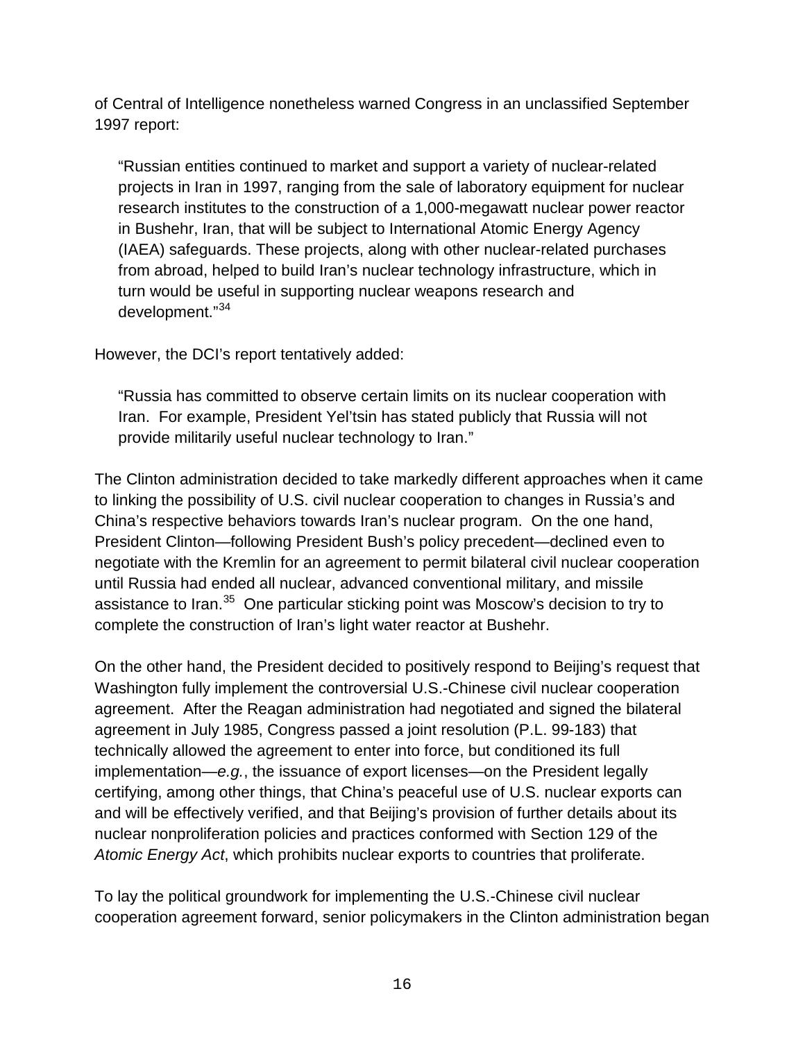of Central of Intelligence nonetheless warned Congress in an unclassified September 1997 report:

> "Russian entities continued to market and support a variety of nuclear-related projects in Iran in 1997, ranging from the sale of laboratory equipment for nuclear research institutes to the construction of a 1,000-megawatt nuclear power reactor in Bushehr, Iran, that will be subject to International Atomic Energy Agency (IAEA) safeguards. These projects, along with other nuclear-related purchases from abroad, helped to build Iran's nuclear technology infrastructure, which in turn would be useful in supporting nuclear weapons research and development."[34]

However, the DCI's report tentatively added:

> "Russia has committed to observe certain limits on its nuclear cooperation with Iran. For example, President Yel'tsin has stated publicly that Russia will not provide militarily useful nuclear technology to Iran."

The Clinton administration decided to take markedly different approaches when it came to linking the possibility of U.S. civil nuclear cooperation to changes in Russia's and China's respective behaviors towards Iran's nuclear program. On the one hand, President Clinton—following President Bush's policy precedent—declined even to negotiate with the Kremlin for an agreement to permit bilateral civil nuclear cooperation until Russia had ended all nuclear, advanced conventional military, and missile assistance to Iran.[35] One particular sticking point was Moscow's decision to try to complete the construction of Iran's light water reactor at Bushehr.

On the other hand, the President decided to positively respond to Beijing's request that Washington fully implement the controversial U.S.-Chinese civil nuclear cooperation agreement. After the Reagan administration had negotiated and signed the bilateral agreement in July 1985, Congress passed a joint resolution (P.L. 99-183) that technically allowed the agreement to enter into force, but conditioned its full implementation—*e.g.*, the issuance of export licenses—on the President legally certifying, among other things, that China's peaceful use of U.S. nuclear exports can and will be effectively verified, and that Beijing's provision of further details about its nuclear nonproliferation policies and practices conformed with Section 129 of the *Atomic Energy Act*, which prohibits nuclear exports to countries that proliferate.

To lay the political groundwork for implementing the U.S.-Chinese civil nuclear cooperation agreement forward, senior policymakers in the Clinton administration began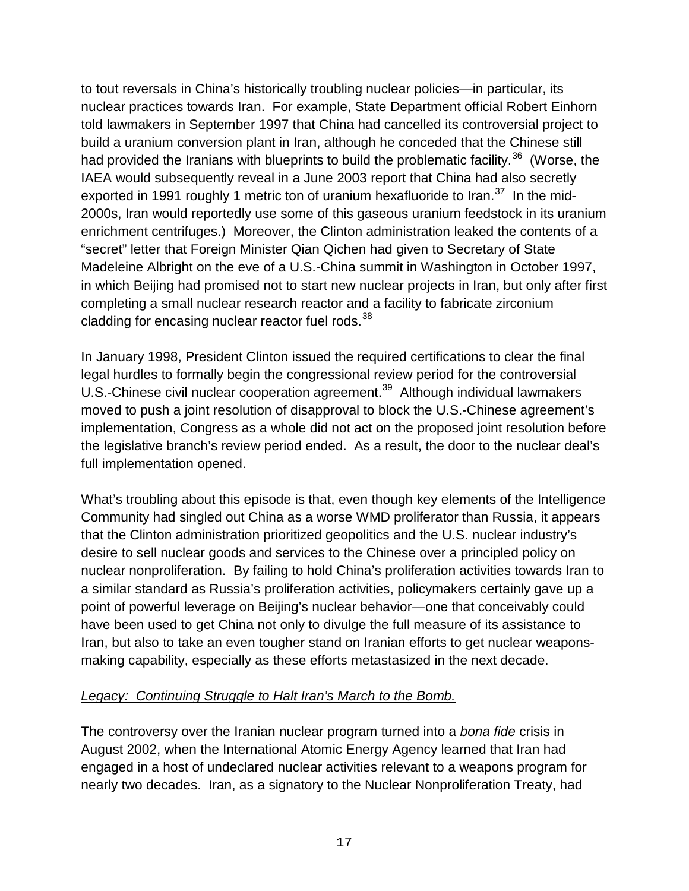to tout reversals in China's historically troubling nuclear policies—in particular, its nuclear practices towards Iran. For example, State Department official Robert Einhorn told lawmakers in September 1997 that China had cancelled its controversial project to build a uranium conversion plant in Iran, although he conceded that the Chinese still had provided the Iranians with blueprints to build the problematic facility.[36] (Worse, the IAEA would subsequently reveal in a June 2003 report that China had also secretly exported in 1991 roughly 1 metric ton of uranium hexafluoride to Iran.[37] In the mid-2000s, Iran would reportedly use some of this gaseous uranium feedstock in its uranium enrichment centrifuges.) Moreover, the Clinton administration leaked the contents of a "secret" letter that Foreign Minister Qian Qichen had given to Secretary of State Madeleine Albright on the eve of a U.S.-China summit in Washington in October 1997, in which Beijing had promised not to start new nuclear projects in Iran, but only after first completing a small nuclear research reactor and a facility to fabricate zirconium cladding for encasing nuclear reactor fuel rods.[38]

In January 1998, President Clinton issued the required certifications to clear the final legal hurdles to formally begin the congressional review period for the controversial U.S.-Chinese civil nuclear cooperation agreement.[39] Although individual lawmakers moved to push a joint resolution of disapproval to block the U.S.-Chinese agreement's implementation, Congress as a whole did not act on the proposed joint resolution before the legislative branch's review period ended. As a result, the door to the nuclear deal's full implementation opened.

What's troubling about this episode is that, even though key elements of the Intelligence Community had singled out China as a worse WMD proliferator than Russia, it appears that the Clinton administration prioritized geopolitics and the U.S. nuclear industry's desire to sell nuclear goods and services to the Chinese over a principled policy on nuclear nonproliferation. By failing to hold China's proliferation activities towards Iran to a similar standard as Russia's proliferation activities, policymakers certainly gave up a point of powerful leverage on Beijing's nuclear behavior—one that conceivably could have been used to get China not only to divulge the full measure of its assistance to Iran, but also to take an even tougher stand on Iranian efforts to get nuclear weapons-making capability, especially as these efforts metastasized in the next decade.

*Legacy: Continuing Struggle to Halt Iran's March to the Bomb.*

The controversy over the Iranian nuclear program turned into a *bona fide* crisis in August 2002, when the International Atomic Energy Agency learned that Iran had engaged in a host of undeclared nuclear activities relevant to a weapons program for nearly two decades. Iran, as a signatory to the Nuclear Nonproliferation Treaty, had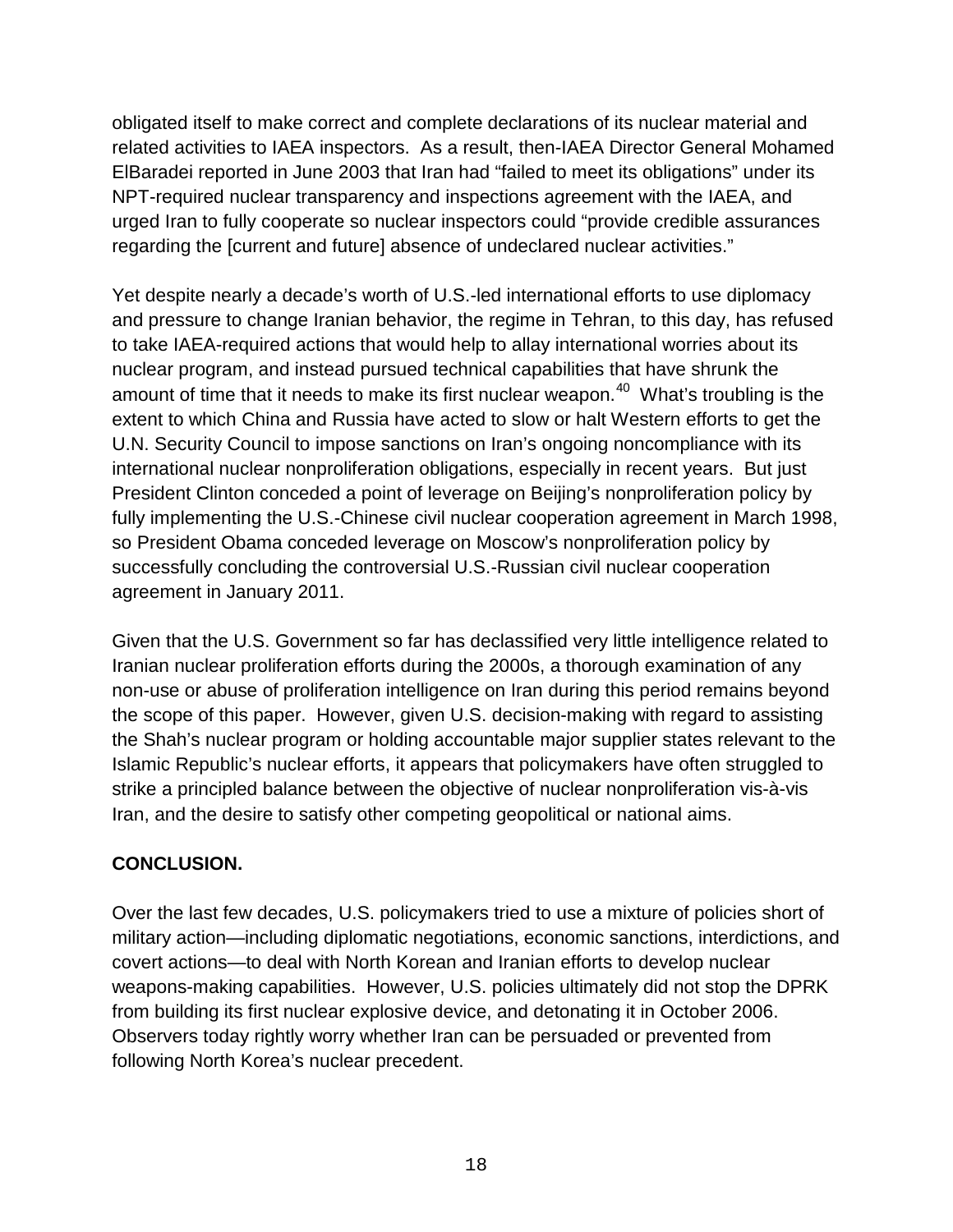obligated itself to make correct and complete declarations of its nuclear material and related activities to IAEA inspectors. As a result, then-IAEA Director General Mohamed ElBaradei reported in June 2003 that Iran had "failed to meet its obligations" under its NPT-required nuclear transparency and inspections agreement with the IAEA, and urged Iran to fully cooperate so nuclear inspectors could "provide credible assurances regarding the [current and future] absence of undeclared nuclear activities."

Yet despite nearly a decade's worth of U.S.-led international efforts to use diplomacy and pressure to change Iranian behavior, the regime in Tehran, to this day, has refused to take IAEA-required actions that would help to allay international worries about its nuclear program, and instead pursued technical capabilities that have shrunk the amount of time that it needs to make its first nuclear weapon.[40] What's troubling is the extent to which China and Russia have acted to slow or halt Western efforts to get the U.N. Security Council to impose sanctions on Iran's ongoing noncompliance with its international nuclear nonproliferation obligations, especially in recent years. But just President Clinton conceded a point of leverage on Beijing's nonproliferation policy by fully implementing the U.S.-Chinese civil nuclear cooperation agreement in March 1998, so President Obama conceded leverage on Moscow's nonproliferation policy by successfully concluding the controversial U.S.-Russian civil nuclear cooperation agreement in January 2011.

Given that the U.S. Government so far has declassified very little intelligence related to Iranian nuclear proliferation efforts during the 2000s, a thorough examination of any non-use or abuse of proliferation intelligence on Iran during this period remains beyond the scope of this paper. However, given U.S. decision-making with regard to assisting the Shah's nuclear program or holding accountable major supplier states relevant to the Islamic Republic's nuclear efforts, it appears that policymakers have often struggled to strike a principled balance between the objective of nuclear nonproliferation vis-à-vis Iran, and the desire to satisfy other competing geopolitical or national aims.

## CONCLUSION.

Over the last few decades, U.S. policymakers tried to use a mixture of policies short of military action—including diplomatic negotiations, economic sanctions, interdictions, and covert actions—to deal with North Korean and Iranian efforts to develop nuclear weapons-making capabilities. However, U.S. policies ultimately did not stop the DPRK from building its first nuclear explosive device, and detonating it in October 2006. Observers today rightly worry whether Iran can be persuaded or prevented from following North Korea's nuclear precedent.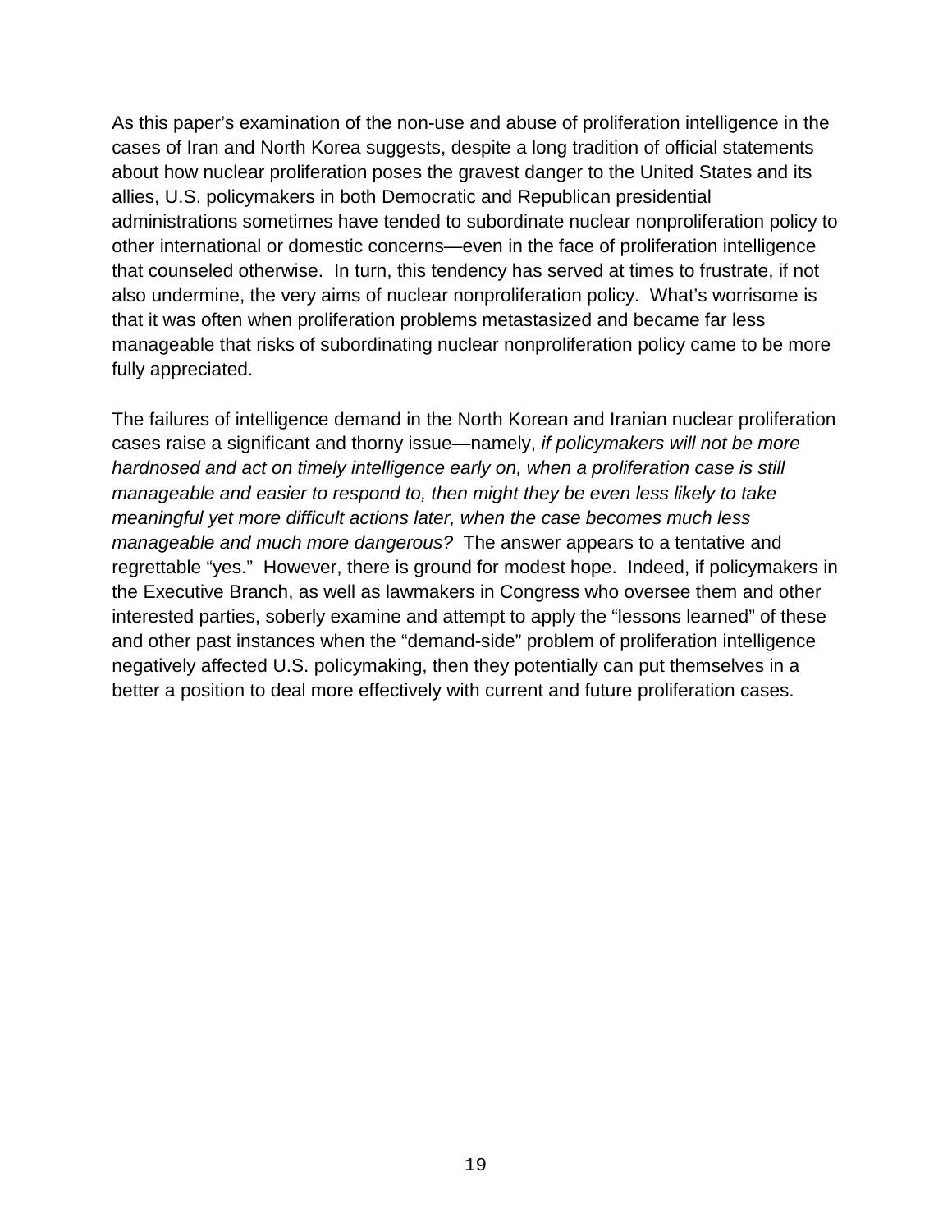As this paper's examination of the non-use and abuse of proliferation intelligence in the cases of Iran and North Korea suggests, despite a long tradition of official statements about how nuclear proliferation poses the gravest danger to the United States and its allies, U.S. policymakers in both Democratic and Republican presidential administrations sometimes have tended to subordinate nuclear nonproliferation policy to other international or domestic concerns—even in the face of proliferation intelligence that counseled otherwise. In turn, this tendency has served at times to frustrate, if not also undermine, the very aims of nuclear nonproliferation policy. What's worrisome is that it was often when proliferation problems metastasized and became far less manageable that risks of subordinating nuclear nonproliferation policy came to be more fully appreciated.

The failures of intelligence demand in the North Korean and Iranian nuclear proliferation cases raise a significant and thorny issue—namely, *if policymakers will not be more hardnosed and act on timely intelligence early on, when a proliferation case is still manageable and easier to respond to, then might they be even less likely to take meaningful yet more difficult actions later, when the case becomes much less manageable and much more dangerous?* The answer appears to a tentative and regrettable "yes." However, there is ground for modest hope. Indeed, if policymakers in the Executive Branch, as well as lawmakers in Congress who oversee them and other interested parties, soberly examine and attempt to apply the "lessons learned" of these and other past instances when the "demand-side" problem of proliferation intelligence negatively affected U.S. policymaking, then they potentially can put themselves in a better a position to deal more effectively with current and future proliferation cases.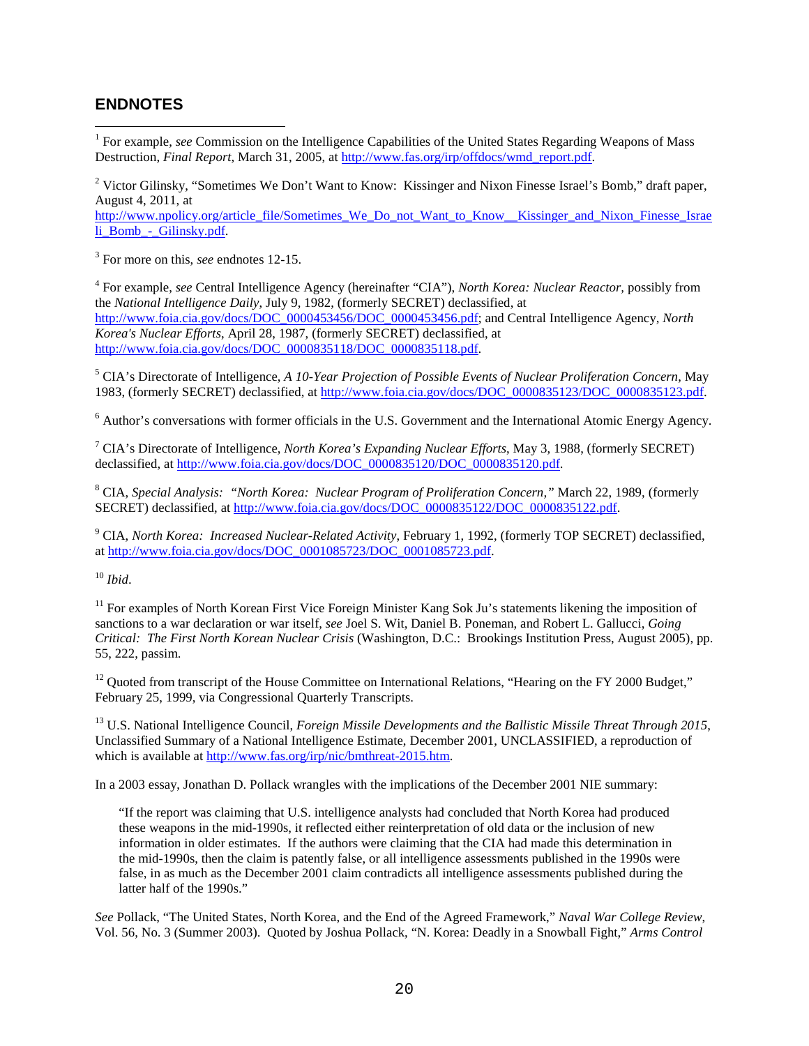## ENDNOTES

[1] For example, *see* Commission on the Intelligence Capabilities of the United States Regarding Weapons of Mass Destruction, *Final Report*, March 31, 2005, at http://www.fas.org/irp/offdocs/wmd_report.pdf.

[2] Victor Gilinsky, "Sometimes We Don't Want to Know: Kissinger and Nixon Finesse Israel's Bomb," draft paper, August 4, 2011, at http://www.npolicy.org/article_file/Sometimes_We_Do_not_Want_to_Know__Kissinger_and_Nixon_Finesse_Israeli_Bomb_-_Gilinsky.pdf.

[3] For more on this, *see* endnotes 12-15.

[4] For example, *see* Central Intelligence Agency (hereinafter "CIA"), *North Korea: Nuclear Reactor,* possibly from the *National Intelligence Daily*, July 9, 1982, (formerly SECRET) declassified, at http://www.foia.cia.gov/docs/DOC_0000453456/DOC_0000453456.pdf; and Central Intelligence Agency, *North Korea's Nuclear Efforts*, April 28, 1987, (formerly SECRET) declassified, at http://www.foia.cia.gov/docs/DOC_0000835118/DOC_0000835118.pdf.

[5] CIA's Directorate of Intelligence, *A 10-Year Projection of Possible Events of Nuclear Proliferation Concern,* May 1983, (formerly SECRET) declassified, at http://www.foia.cia.gov/docs/DOC_0000835123/DOC_0000835123.pdf.

[6] Author's conversations with former officials in the U.S. Government and the International Atomic Energy Agency.

[7] CIA's Directorate of Intelligence, *North Korea's Expanding Nuclear Efforts,* May 3, 1988, (formerly SECRET) declassified, at http://www.foia.cia.gov/docs/DOC_0000835120/DOC_0000835120.pdf.

[8] CIA, *Special Analysis: "North Korea: Nuclear Program of Proliferation Concern,"* March 22, 1989, (formerly SECRET) declassified, at http://www.foia.cia.gov/docs/DOC_0000835122/DOC_0000835122.pdf.

[9] CIA, *North Korea: Increased Nuclear-Related Activity*, February 1, 1992, (formerly TOP SECRET) declassified, at http://www.foia.cia.gov/docs/DOC_0001085723/DOC_0001085723.pdf.

[10] *Ibid*.

[11] For examples of North Korean First Vice Foreign Minister Kang Sok Ju's statements likening the imposition of sanctions to a war declaration or war itself, *see* Joel S. Wit, Daniel B. Poneman, and Robert L. Gallucci, *Going Critical: The First North Korean Nuclear Crisis* (Washington, D.C.: Brookings Institution Press, August 2005), pp. 55, 222, passim.

[12] Quoted from transcript of the House Committee on International Relations, "Hearing on the FY 2000 Budget," February 25, 1999, via Congressional Quarterly Transcripts.

[13] U.S. National Intelligence Council, *Foreign Missile Developments and the Ballistic Missile Threat Through 2015,* Unclassified Summary of a National Intelligence Estimate, December 2001, UNCLASSIFIED, a reproduction of which is available at http://www.fas.org/irp/nic/bmthreat-2015.htm.

In a 2003 essay, Jonathan D. Pollack wrangles with the implications of the December 2001 NIE summary:

> "If the report was claiming that U.S. intelligence analysts had concluded that North Korea had produced these weapons in the mid-1990s, it reflected either reinterpretation of old data or the inclusion of new information in older estimates. If the authors were claiming that the CIA had made this determination in the mid-1990s, then the claim is patently false, or all intelligence assessments published in the 1990s were false, in as much as the December 2001 claim contradicts all intelligence assessments published during the latter half of the 1990s."

*See* Pollack, "The United States, North Korea, and the End of the Agreed Framework," *Naval War College Review*, Vol. 56, No. 3 (Summer 2003). Quoted by Joshua Pollack, "N. Korea: Deadly in a Snowball Fight," *Arms Control*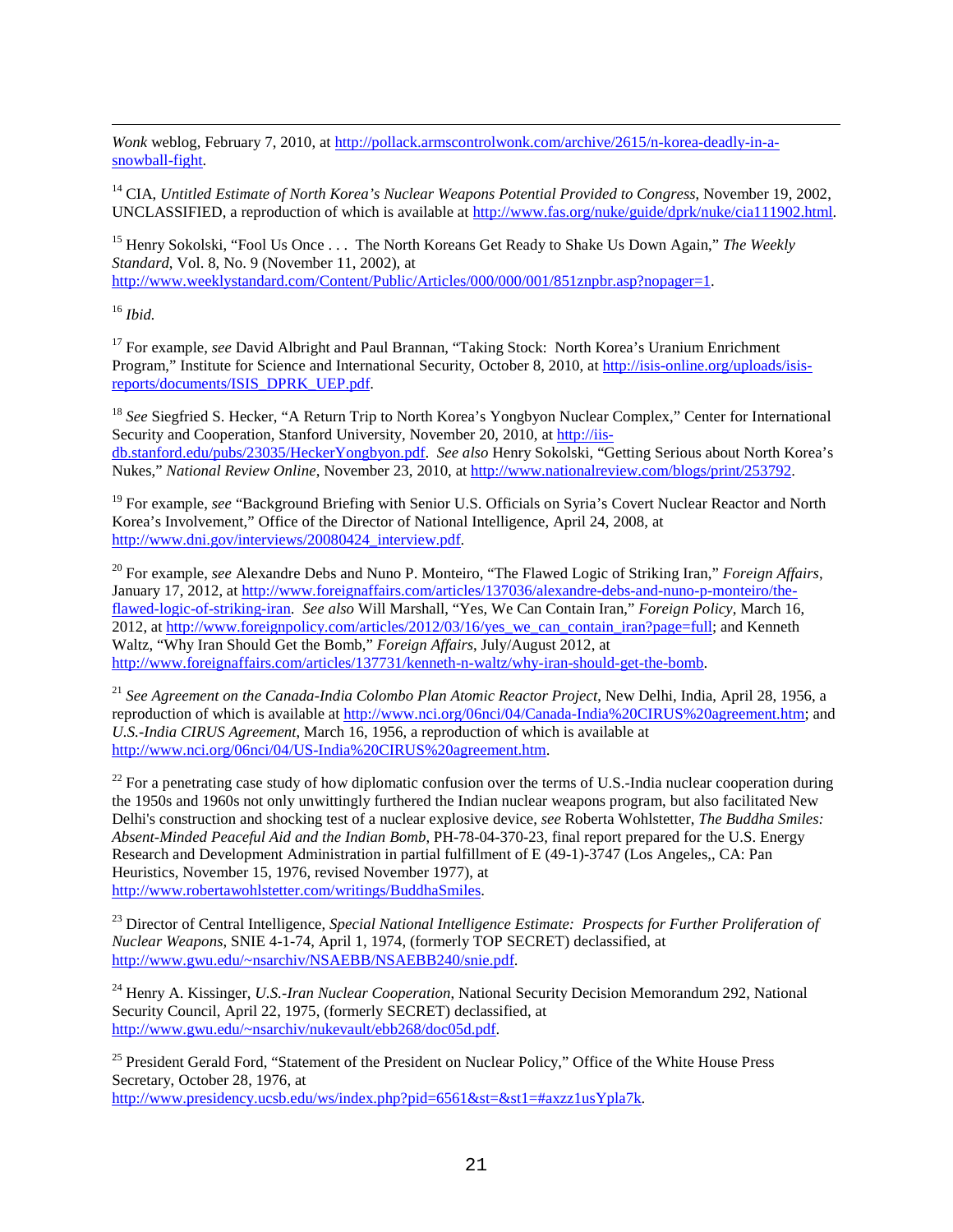*Wonk* weblog, February 7, 2010, at http://pollack.armscontrolwonk.com/archive/2615/n-korea-deadly-in-a-snowball-fight.

[14] CIA, *Untitled Estimate of North Korea's Nuclear Weapons Potential Provided to Congress*, November 19, 2002, UNCLASSIFIED, a reproduction of which is available at http://www.fas.org/nuke/guide/dprk/nuke/cia111902.html.

[15] Henry Sokolski, "Fool Us Once . . . The North Koreans Get Ready to Shake Us Down Again," *The Weekly Standard*, Vol. 8, No. 9 (November 11, 2002), at http://www.weeklystandard.com/Content/Public/Articles/000/000/001/851znpbr.asp?nopager=1.

[16] *Ibid.*

[17] For example, *see* David Albright and Paul Brannan, "Taking Stock: North Korea's Uranium Enrichment Program," Institute for Science and International Security, October 8, 2010, at http://isis-online.org/uploads/isis-reports/documents/ISIS_DPRK_UEP.pdf.

[18] *See* Siegfried S. Hecker, "A Return Trip to North Korea's Yongbyon Nuclear Complex," Center for International Security and Cooperation, Stanford University, November 20, 2010, at http://iis-db.stanford.edu/pubs/23035/HeckerYongbyon.pdf. *See also* Henry Sokolski, "Getting Serious about North Korea's Nukes," *National Review Online*, November 23, 2010, at http://www.nationalreview.com/blogs/print/253792.

[19] For example, *see* "Background Briefing with Senior U.S. Officials on Syria's Covert Nuclear Reactor and North Korea's Involvement," Office of the Director of National Intelligence, April 24, 2008, at http://www.dni.gov/interviews/20080424_interview.pdf.

[20] For example, *see* Alexandre Debs and Nuno P. Monteiro, "The Flawed Logic of Striking Iran," *Foreign Affairs*, January 17, 2012, at http://www.foreignaffairs.com/articles/137036/alexandre-debs-and-nuno-p-monteiro/the-flawed-logic-of-striking-iran. *See also* Will Marshall, "Yes, We Can Contain Iran," *Foreign Policy*, March 16, 2012, at http://www.foreignpolicy.com/articles/2012/03/16/yes_we_can_contain_iran?page=full; and Kenneth Waltz, "Why Iran Should Get the Bomb," *Foreign Affairs*, July/August 2012, at http://www.foreignaffairs.com/articles/137731/kenneth-n-waltz/why-iran-should-get-the-bomb.

[21] *See Agreement on the Canada-India Colombo Plan Atomic Reactor Project*, New Delhi, India, April 28, 1956, a reproduction of which is available at http://www.nci.org/06nci/04/Canada-India%20CIRUS%20agreement.htm; and *U.S.-India CIRUS Agreement*, March 16, 1956, a reproduction of which is available at http://www.nci.org/06nci/04/US-India%20CIRUS%20agreement.htm.

[22] For a penetrating case study of how diplomatic confusion over the terms of U.S.-India nuclear cooperation during the 1950s and 1960s not only unwittingly furthered the Indian nuclear weapons program, but also facilitated New Delhi's construction and shocking test of a nuclear explosive device, *see* Roberta Wohlstetter, *The Buddha Smiles: Absent-Minded Peaceful Aid and the Indian Bomb*, PH-78-04-370-23, final report prepared for the U.S. Energy Research and Development Administration in partial fulfillment of E (49-1)-3747 (Los Angeles,, CA: Pan Heuristics, November 15, 1976, revised November 1977), at http://www.robertawohlstetter.com/writings/BuddhaSmiles.

[23] Director of Central Intelligence, *Special National Intelligence Estimate: Prospects for Further Proliferation of Nuclear Weapons*, SNIE 4-1-74, April 1, 1974, (formerly TOP SECRET) declassified, at http://www.gwu.edu/~nsarchiv/NSAEBB/NSAEBB240/snie.pdf.

[24] Henry A. Kissinger, *U.S.-Iran Nuclear Cooperation*, National Security Decision Memorandum 292, National Security Council, April 22, 1975, (formerly SECRET) declassified, at http://www.gwu.edu/~nsarchiv/nukevault/ebb268/doc05d.pdf.

[25] President Gerald Ford, "Statement of the President on Nuclear Policy," Office of the White House Press Secretary, October 28, 1976, at http://www.presidency.ucsb.edu/ws/index.php?pid=6561&st=&st1=#axzz1usYpla7k.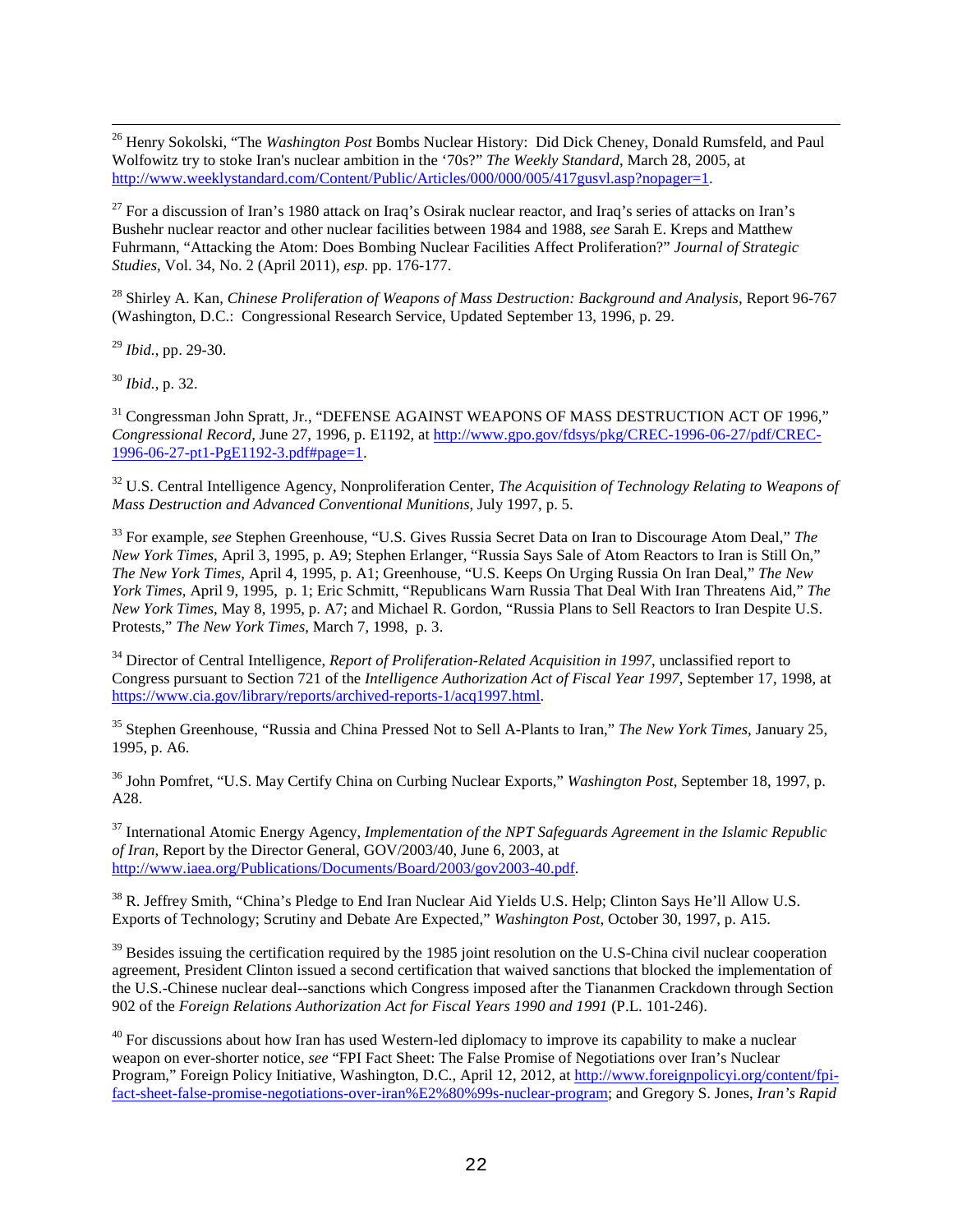[26] Henry Sokolski, "The *Washington Post* Bombs Nuclear History: Did Dick Cheney, Donald Rumsfeld, and Paul Wolfowitz try to stoke Iran's nuclear ambition in the '70s?" *The Weekly Standard*, March 28, 2005, at http://www.weeklystandard.com/Content/Public/Articles/000/000/005/417gusvl.asp?nopager=1.

[27] For a discussion of Iran's 1980 attack on Iraq's Osirak nuclear reactor, and Iraq's series of attacks on Iran's Bushehr nuclear reactor and other nuclear facilities between 1984 and 1988, *see* Sarah E. Kreps and Matthew Fuhrmann, "Attacking the Atom: Does Bombing Nuclear Facilities Affect Proliferation?" *Journal of Strategic Studies*, Vol. 34, No. 2 (April 2011), *esp.* pp. 176-177.

[28] Shirley A. Kan, *Chinese Proliferation of Weapons of Mass Destruction: Background and Analysis*, Report 96-767 (Washington, D.C.: Congressional Research Service, Updated September 13, 1996, p. 29.

[29] *Ibid.*, pp. 29-30.

[30] *Ibid.*, p. 32.

[31] Congressman John Spratt, Jr., "DEFENSE AGAINST WEAPONS OF MASS DESTRUCTION ACT OF 1996," *Congressional Record*, June 27, 1996, p. E1192, at http://www.gpo.gov/fdsys/pkg/CREC-1996-06-27/pdf/CREC-1996-06-27-pt1-PgE1192-3.pdf#page=1.

[32] U.S. Central Intelligence Agency, Nonproliferation Center, *The Acquisition of Technology Relating to Weapons of Mass Destruction and Advanced Conventional Munitions*, July 1997, p. 5.

[33] For example, *see* Stephen Greenhouse, "U.S. Gives Russia Secret Data on Iran to Discourage Atom Deal," *The New York Times*, April 3, 1995, p. A9; Stephen Erlanger, "Russia Says Sale of Atom Reactors to Iran is Still On," *The New York Times*, April 4, 1995, p. A1; Greenhouse, "U.S. Keeps On Urging Russia On Iran Deal," *The New York Times*, April 9, 1995, p. 1; Eric Schmitt, "Republicans Warn Russia That Deal With Iran Threatens Aid," *The New York Times*, May 8, 1995, p. A7; and Michael R. Gordon, "Russia Plans to Sell Reactors to Iran Despite U.S. Protests," *The New York Times*, March 7, 1998, p. 3.

[34] Director of Central Intelligence, *Report of Proliferation-Related Acquisition in 1997*, unclassified report to Congress pursuant to Section 721 of the *Intelligence Authorization Act of Fiscal Year 1997*, September 17, 1998, at https://www.cia.gov/library/reports/archived-reports-1/acq1997.html.

[35] Stephen Greenhouse, "Russia and China Pressed Not to Sell A-Plants to Iran," *The New York Times*, January 25, 1995, p. A6.

[36] John Pomfret, "U.S. May Certify China on Curbing Nuclear Exports," *Washington Post*, September 18, 1997, p. A28.

[37] International Atomic Energy Agency, *Implementation of the NPT Safeguards Agreement in the Islamic Republic of Iran*, Report by the Director General, GOV/2003/40, June 6, 2003, at http://www.iaea.org/Publications/Documents/Board/2003/gov2003-40.pdf.

[38] R. Jeffrey Smith, "China's Pledge to End Iran Nuclear Aid Yields U.S. Help; Clinton Says He'll Allow U.S. Exports of Technology; Scrutiny and Debate Are Expected," *Washington Post*, October 30, 1997, p. A15.

[39] Besides issuing the certification required by the 1985 joint resolution on the U.S-China civil nuclear cooperation agreement, President Clinton issued a second certification that waived sanctions that blocked the implementation of the U.S.-Chinese nuclear deal--sanctions which Congress imposed after the Tiananmen Crackdown through Section 902 of the *Foreign Relations Authorization Act for Fiscal Years 1990 and 1991* (P.L. 101-246).

[40] For discussions about how Iran has used Western-led diplomacy to improve its capability to make a nuclear weapon on ever-shorter notice, *see* "FPI Fact Sheet: The False Promise of Negotiations over Iran's Nuclear Program," Foreign Policy Initiative, Washington, D.C., April 12, 2012, at http://www.foreignpolicyi.org/content/fpi-fact-sheet-false-promise-negotiations-over-iran%E2%80%99s-nuclear-program; and Gregory S. Jones, *Iran's Rapid*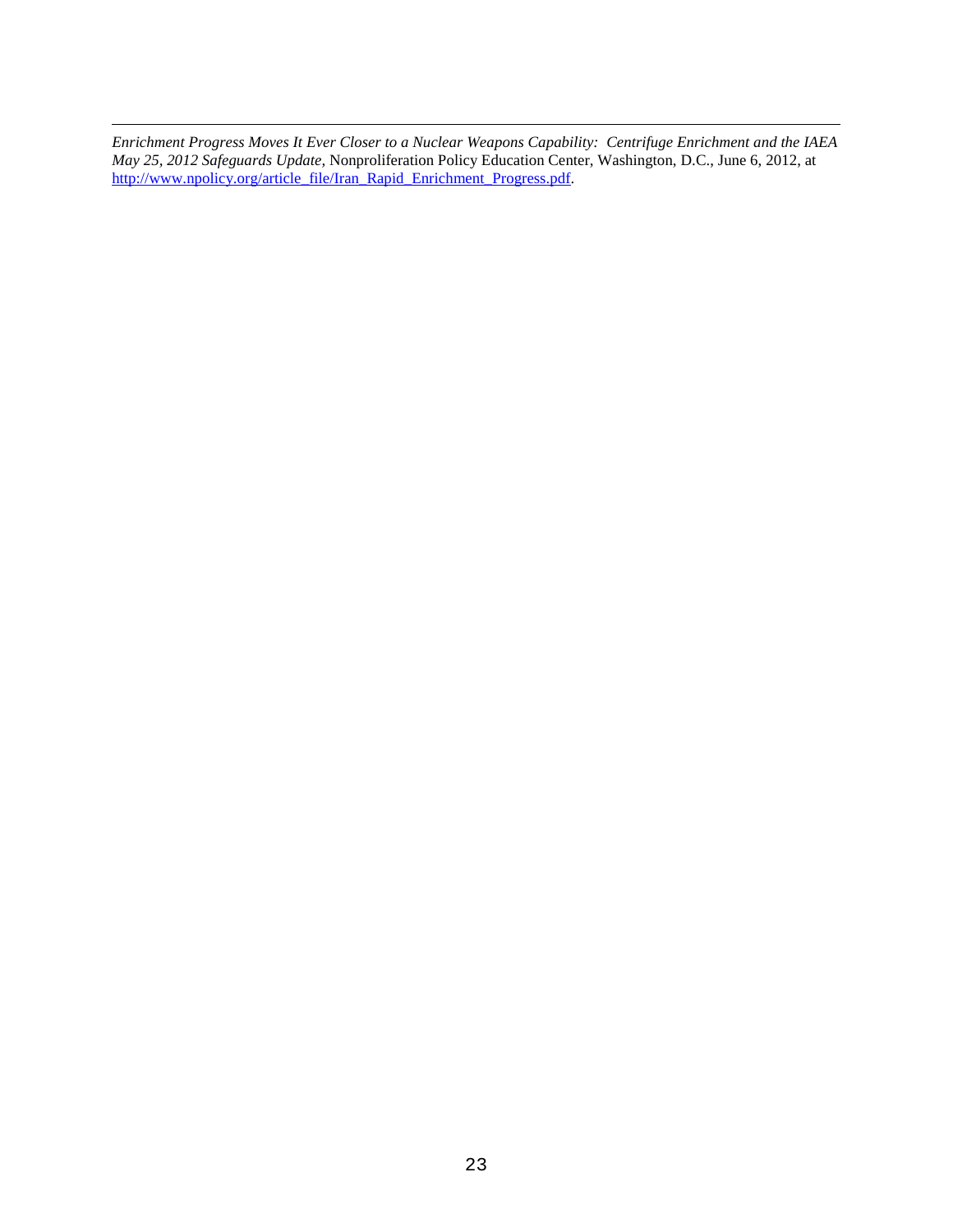*Enrichment Progress Moves It Ever Closer to a Nuclear Weapons Capability: Centrifuge Enrichment and the IAEA May 25, 2012 Safeguards Update,* Nonproliferation Policy Education Center, Washington, D.C., June 6, 2012, at http://www.npolicy.org/article_file/Iran_Rapid_Enrichment_Progress.pdf.